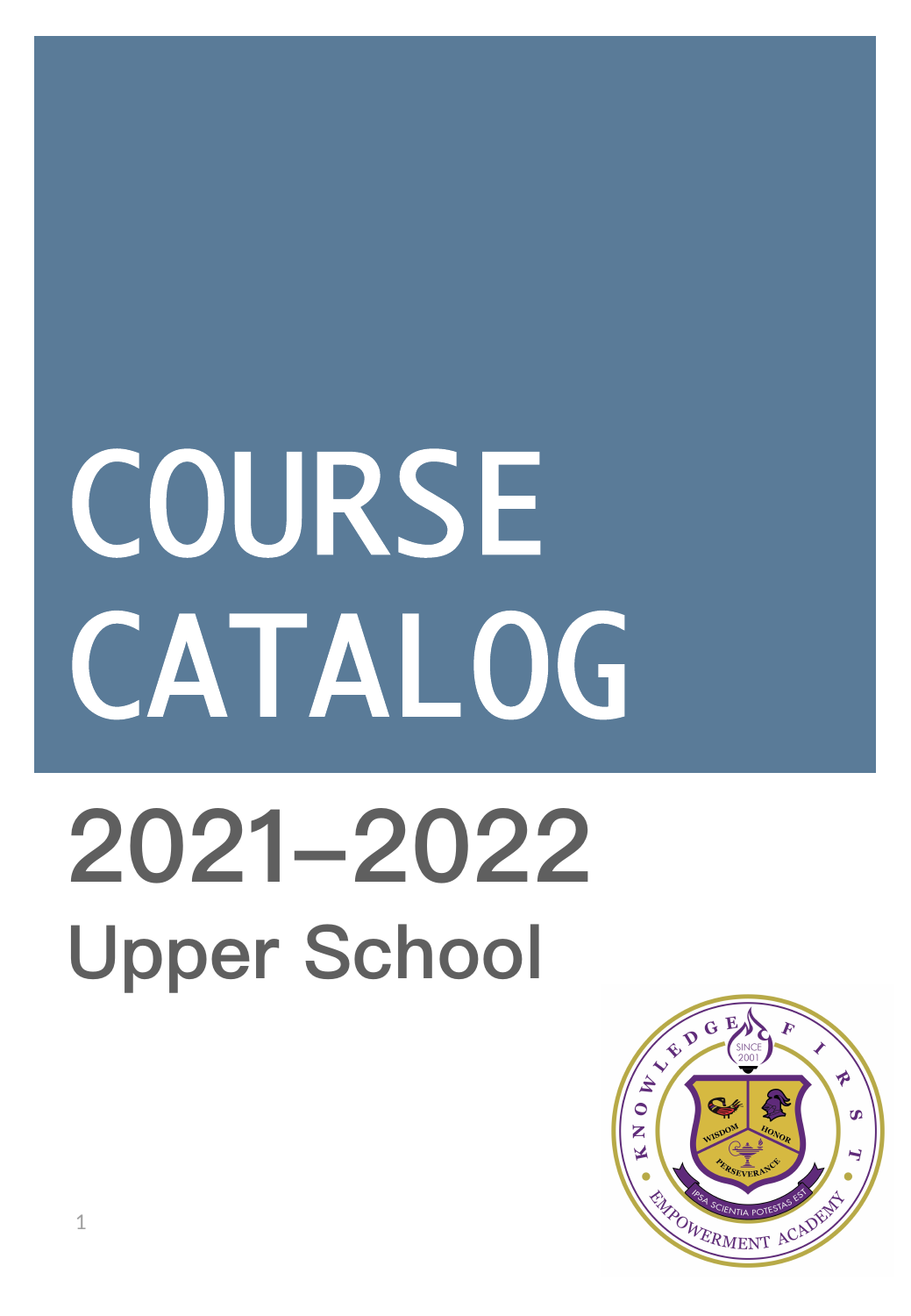# COURSE CATALOG

# 2021–2022

## Upper School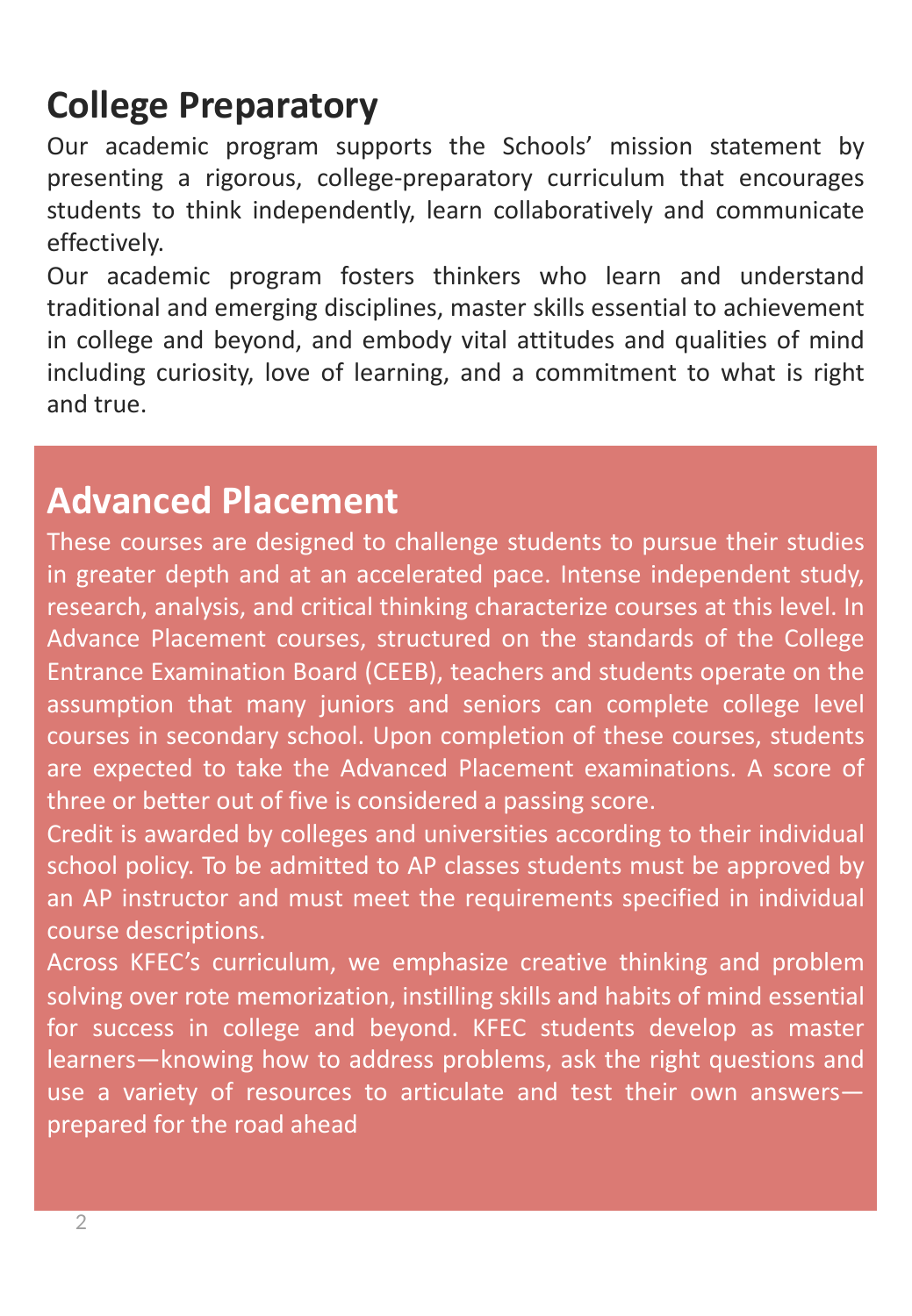# College Preparatory

Our academic program supports the Schools' mission statement by presenting a rigorous, college-preparatory curriculum that encourages students to think independently, learn collaboratively and communicate effectively.

Our academic program fosters thinkers who learn and understand traditional and emerging disciplines, master skills essential to achievement in college and beyond, and embody vital attitudes and qualities of mind including curiosity, love of learning, and a commitment to what is right and true.

# Advanced Placement

These courses are designed to challenge students to pursue their studies in greater depth and at an accelerated pace. Intense independent study, research, analysis, and critical thinking characterize courses at this level. In Advance Placement courses, structured on the standards of the College Entrance Examination Board (CEEB), teachers and students operate on the assumption that many juniors and seniors can complete college level courses in secondary school. Upon completion of these courses, students are expected to take the Advanced Placement examinations. A score of three or better out of five is considered a passing score.

Credit is awarded by colleges and universities according to their individual school policy. To be admitted to AP classes students must be approved by an AP instructor and must meet the requirements specified in individual course descriptions.

Across KFEC's curriculum, we emphasize creative thinking and problem solving over rote memorization, instilling skills and habits of mind essential for success in college and beyond. KFEC students develop as master learners—knowing how to address problems, ask the right questions and use a variety of resources to articulate and test their own answers—prepared for the road ahead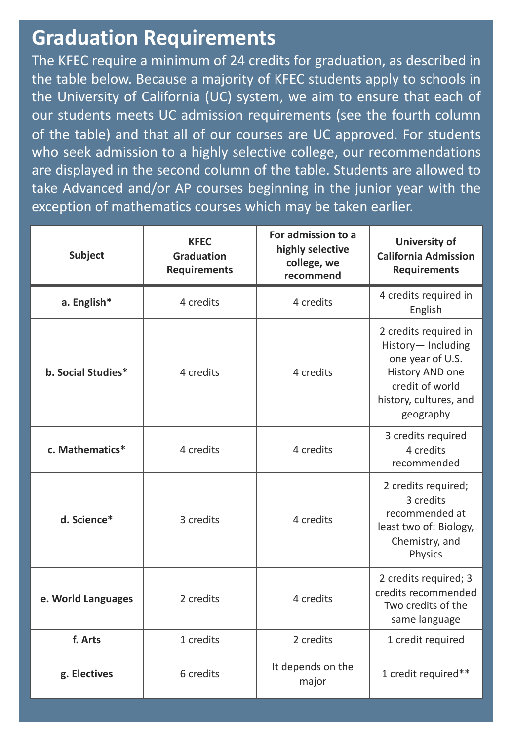# Graduation Requirements

The KFEC require a minimum of 24 credits for graduation, as described in the table below. Because a majority of KFEC students apply to schools in the University of California (UC) system, we aim to ensure that each of our students meets UC admission requirements (see the fourth column of the table) and that all of our courses are UC approved. For students who seek admission to a highly selective college, our recommendations are displayed in the second column of the table. Students are allowed to take Advanced and/or AP courses beginning in the junior year with the exception of mathematics courses which may be taken earlier.

| Subject | KFEC Graduation Requirements | For admission to a highly selective college, we recommend | University of California Admission Requirements |
|---|---|---|---|
| a. English* | 4 credits | 4 credits | 4 credits required in English |
| b. Social Studies* | 4 credits | 4 credits | 2 credits required in History— Including one year of U.S. History AND one credit of world history, cultures, and geography |
| c. Mathematics* | 4 credits | 4 credits | 3 credits required 4 credits recommended |
| d. Science* | 3 credits | 4 credits | 2 credits required; 3 credits recommended at least two of: Biology, Chemistry, and Physics |
| e. World Languages | 2 credits | 4 credits | 2 credits required; 3 credits recommended Two credits of the same language |
| f. Arts | 1 credits | 2 credits | 1 credit required |
| g. Electives | 6 credits | It depends on the major | 1 credit required** |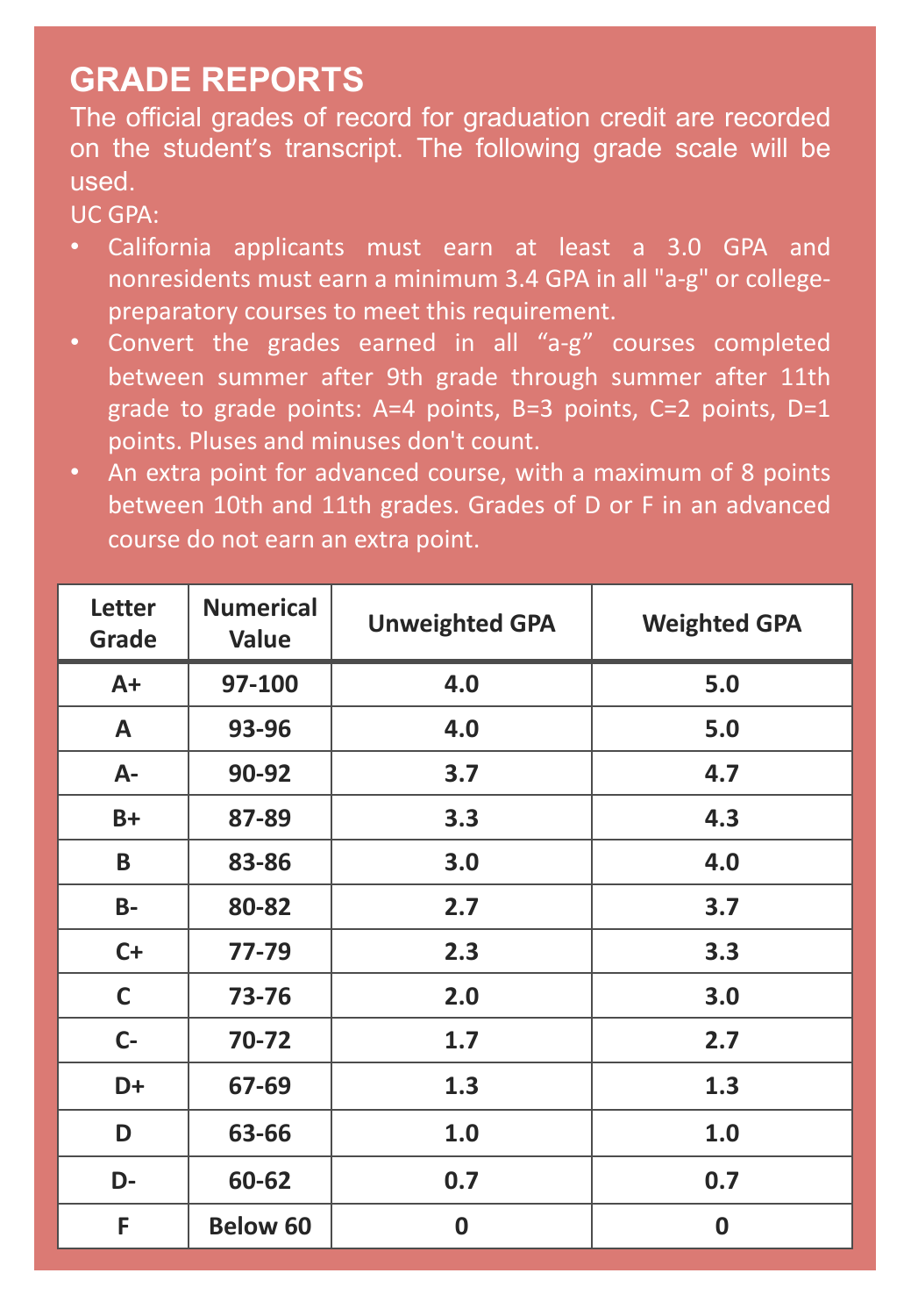## GRADE REPORTS

The official grades of record for graduation credit are recorded on the student's transcript. The following grade scale will be used.

UC GPA:

- California applicants must earn at least a 3.0 GPA and nonresidents must earn a minimum 3.4 GPA in all "a-g" or college-preparatory courses to meet this requirement.
- Convert the grades earned in all "a-g" courses completed between summer after 9th grade through summer after 11th grade to grade points: A=4 points, B=3 points, C=2 points, D=1 points. Pluses and minuses don't count.
- An extra point for advanced course, with a maximum of 8 points between 10th and 11th grades. Grades of D or F in an advanced course do not earn an extra point.

| Letter Grade | Numerical Value | Unweighted GPA | Weighted GPA |
|---|---|---|---|
| A+ | 97-100 | 4.0 | 5.0 |
| A | 93-96 | 4.0 | 5.0 |
| A- | 90-92 | 3.7 | 4.7 |
| B+ | 87-89 | 3.3 | 4.3 |
| B | 83-86 | 3.0 | 4.0 |
| B- | 80-82 | 2.7 | 3.7 |
| C+ | 77-79 | 2.3 | 3.3 |
| C | 73-76 | 2.0 | 3.0 |
| C- | 70-72 | 1.7 | 2.7 |
| D+ | 67-69 | 1.3 | 1.3 |
| D | 63-66 | 1.0 | 1.0 |
| D- | 60-62 | 0.7 | 0.7 |
| F | Below 60 | 0 | 0 |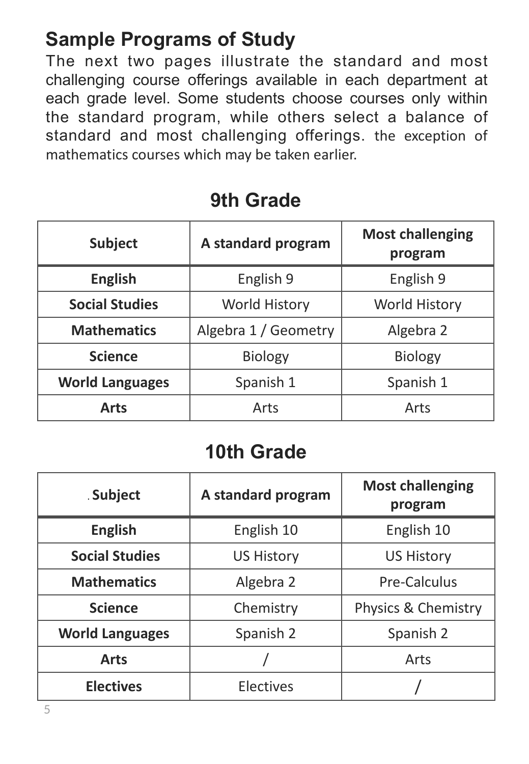# Sample Programs of Study

The next two pages illustrate the standard and most challenging course offerings available in each department at each grade level. Some students choose courses only within the standard program, while others select a balance of standard and most challenging offerings. the exception of mathematics courses which may be taken earlier.

## 9th Grade

| Subject | A standard program | Most challenging program |
|---|---|---|
| **English** | English 9 | English 9 |
| **Social Studies** | World History | World History |
| **Mathematics** | Algebra 1 / Geometry | Algebra 2 |
| **Science** | Biology | Biology |
| **World Languages** | Spanish 1 | Spanish 1 |
| **Arts** | Arts | Arts |

## 10th Grade

| Subject | A standard program | Most challenging program |
|---|---|---|
| **English** | English 10 | English 10 |
| **Social Studies** | US History | US History |
| **Mathematics** | Algebra 2 | Pre-Calculus |
| **Science** | Chemistry | Physics & Chemistry |
| **World Languages** | Spanish 2 | Spanish 2 |
| **Arts** | / | Arts |
| **Electives** | Electives | / |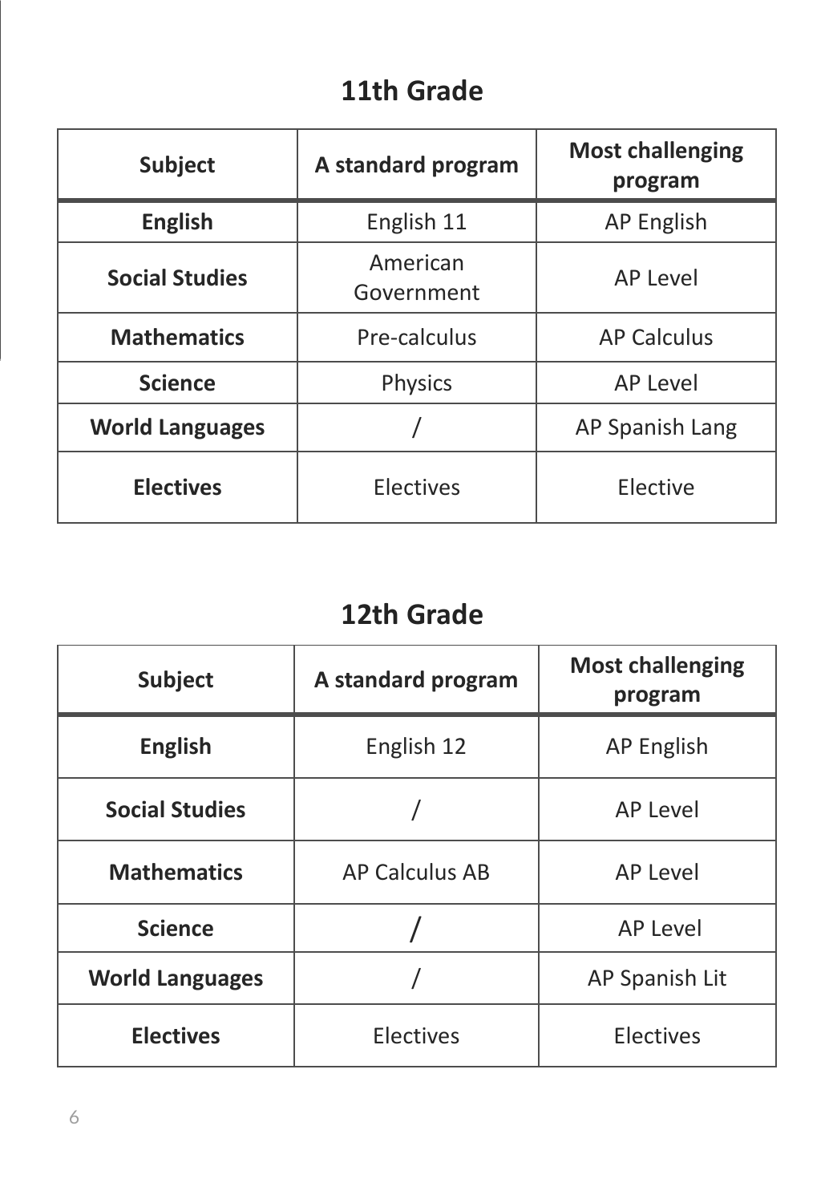## 11th Grade

| Subject | A standard program | Most challenging program |
|---|---|---|
| **English** | English 11 | AP English |
| **Social Studies** | American Government | AP Level |
| **Mathematics** | Pre-calculus | AP Calculus |
| **Science** | Physics | AP Level |
| **World Languages** | / | AP Spanish Lang |
| **Electives** | Electives | Elective |

## 12th Grade

| Subject | A standard program | Most challenging program |
|---|---|---|
| **English** | English 12 | AP English |
| **Social Studies** | / | AP Level |
| **Mathematics** | AP Calculus AB | AP Level |
| **Science** | / | AP Level |
| **World Languages** | / | AP Spanish Lit |
| **Electives** | Electives | Electives |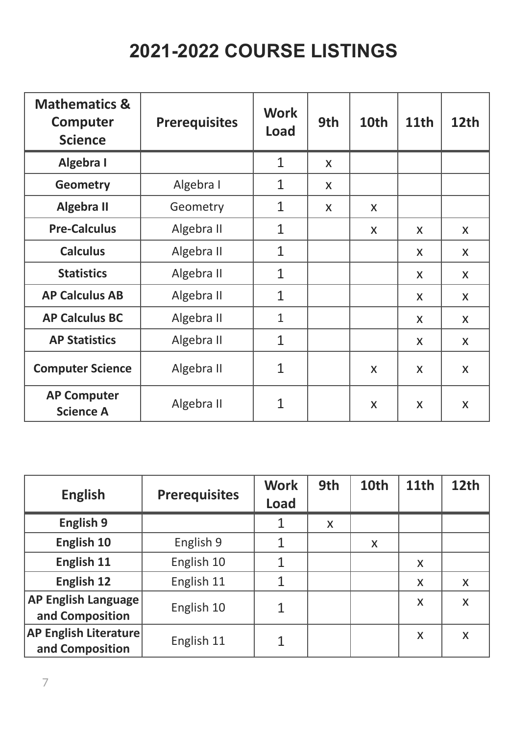# 2021-2022 COURSE LISTINGS

| Mathematics & Computer Science | Prerequisites | Work Load | 9th | 10th | 11th | 12th |
|---|---|---|---|---|---|---|
| **Algebra I** | | 1 | x | | | |
| **Geometry** | Algebra I | 1 | x | | | |
| **Algebra II** | Geometry | 1 | x | x | | |
| **Pre-Calculus** | Algebra II | 1 | | x | x | x |
| **Calculus** | Algebra II | 1 | | | x | x |
| **Statistics** | Algebra II | 1 | | | x | x |
| **AP Calculus AB** | Algebra II | 1 | | | x | x |
| **AP Calculus BC** | Algebra II | 1 | | | x | x |
| **AP Statistics** | Algebra II | 1 | | | x | x |
| **Computer Science** | Algebra II | 1 | | x | x | x |
| **AP Computer Science A** | Algebra II | 1 | | x | x | x |

| English | Prerequisites | Work Load | 9th | 10th | 11th | 12th |
|---|---|---|---|---|---|---|
| **English 9** | | 1 | x | | | |
| **English 10** | English 9 | 1 | | x | | |
| **English 11** | English 10 | 1 | | | x | |
| **English 12** | English 11 | 1 | | | x | x |
| **AP English Language and Composition** | English 10 | 1 | | | x | x |
| **AP English Literature and Composition** | English 11 | 1 | | | x | x |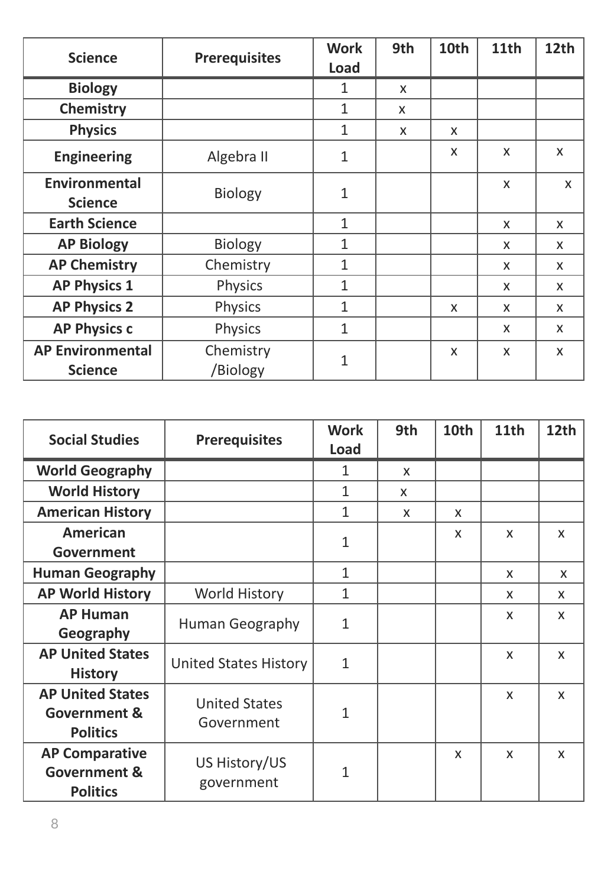| Science | Prerequisites | Work Load | 9th | 10th | 11th | 12th |
|---|---|---|---|---|---|---|
| **Biology** | | 1 | x | | | |
| **Chemistry** | | 1 | x | | | |
| **Physics** | | 1 | x | x | | |
| **Engineering** | Algebra II | 1 | | x | x | x |
| **Environmental Science** | Biology | 1 | | | x | x |
| **Earth Science** | | 1 | | | x | x |
| **AP Biology** | Biology | 1 | | | x | x |
| **AP Chemistry** | Chemistry | 1 | | | x | x |
| **AP Physics 1** | Physics | 1 | | | x | x |
| **AP Physics 2** | Physics | 1 | | x | x | x |
| **AP Physics c** | Physics | 1 | | | x | x |
| **AP Environmental Science** | Chemistry /Biology | 1 | | x | x | x |

| Social Studies | Prerequisites | Work Load | 9th | 10th | 11th | 12th |
|---|---|---|---|---|---|---|
| **World Geography** | | 1 | x | | | |
| **World History** | | 1 | x | | | |
| **American History** | | 1 | x | x | | |
| **American Government** | | 1 | | x | x | x |
| **Human Geography** | | 1 | | | x | x |
| **AP World History** | World History | 1 | | | x | x |
| **AP Human Geography** | Human Geography | 1 | | | x | x |
| **AP United States History** | United States History | 1 | | | x | x |
| **AP United States Government & Politics** | United States Government | 1 | | | x | x |
| **AP Comparative Government & Politics** | US History/US government | 1 | | x | x | x |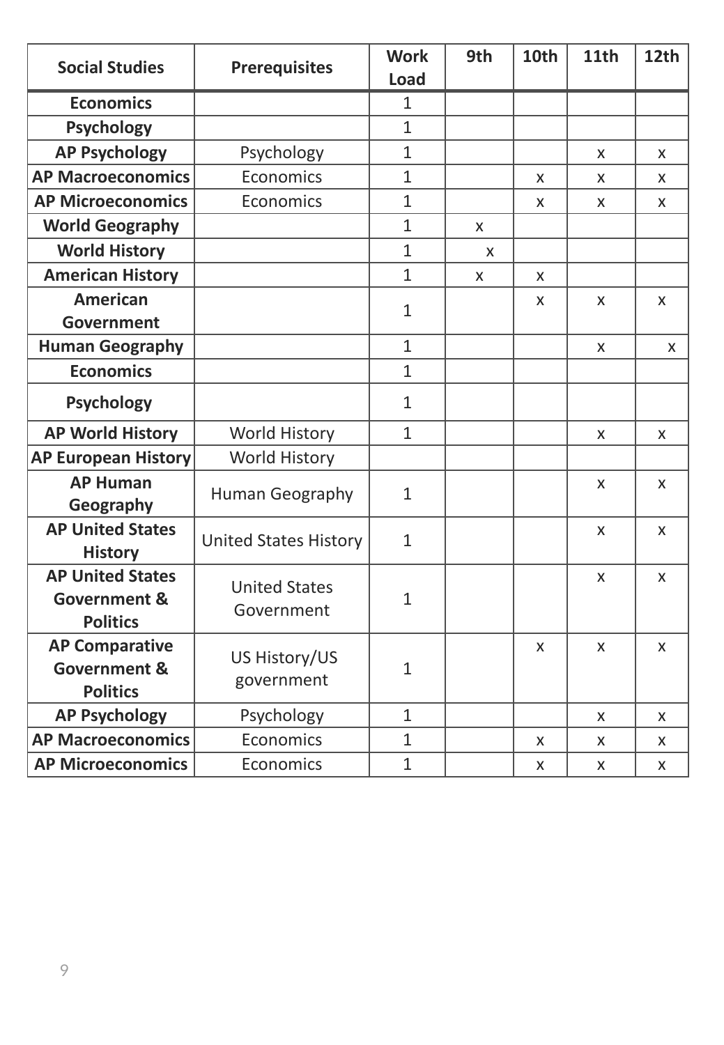| Social Studies | Prerequisites | Work Load | 9th | 10th | 11th | 12th |
|---|---|---|---|---|---|---|
| **Economics** | | 1 | | | | |
| **Psychology** | | 1 | | | | |
| **AP Psychology** | Psychology | 1 | | | x | x |
| **AP Macroeconomics** | Economics | 1 | | x | x | x |
| **AP Microeconomics** | Economics | 1 | | x | x | x |
| **World Geography** | | 1 | x | | | |
| **World History** | | 1 | x | | | |
| **American History** | | 1 | x | x | | |
| **American Government** | | 1 | | x | x | x |
| **Human Geography** | | 1 | | | x | x |
| **Economics** | | 1 | | | | |
| **Psychology** | | 1 | | | | |
| **AP World History** | World History | 1 | | | x | x |
| **AP European History** | World History | | | | | |
| **AP Human Geography** | Human Geography | 1 | | | x | x |
| **AP United States History** | United States History | 1 | | | x | x |
| **AP United States Government & Politics** | United States Government | 1 | | | x | x |
| **AP Comparative Government & Politics** | US History/US government | 1 | | x | x | x |
| **AP Psychology** | Psychology | 1 | | | x | x |
| **AP Macroeconomics** | Economics | 1 | | x | x | x |
| **AP Microeconomics** | Economics | 1 | | x | x | x |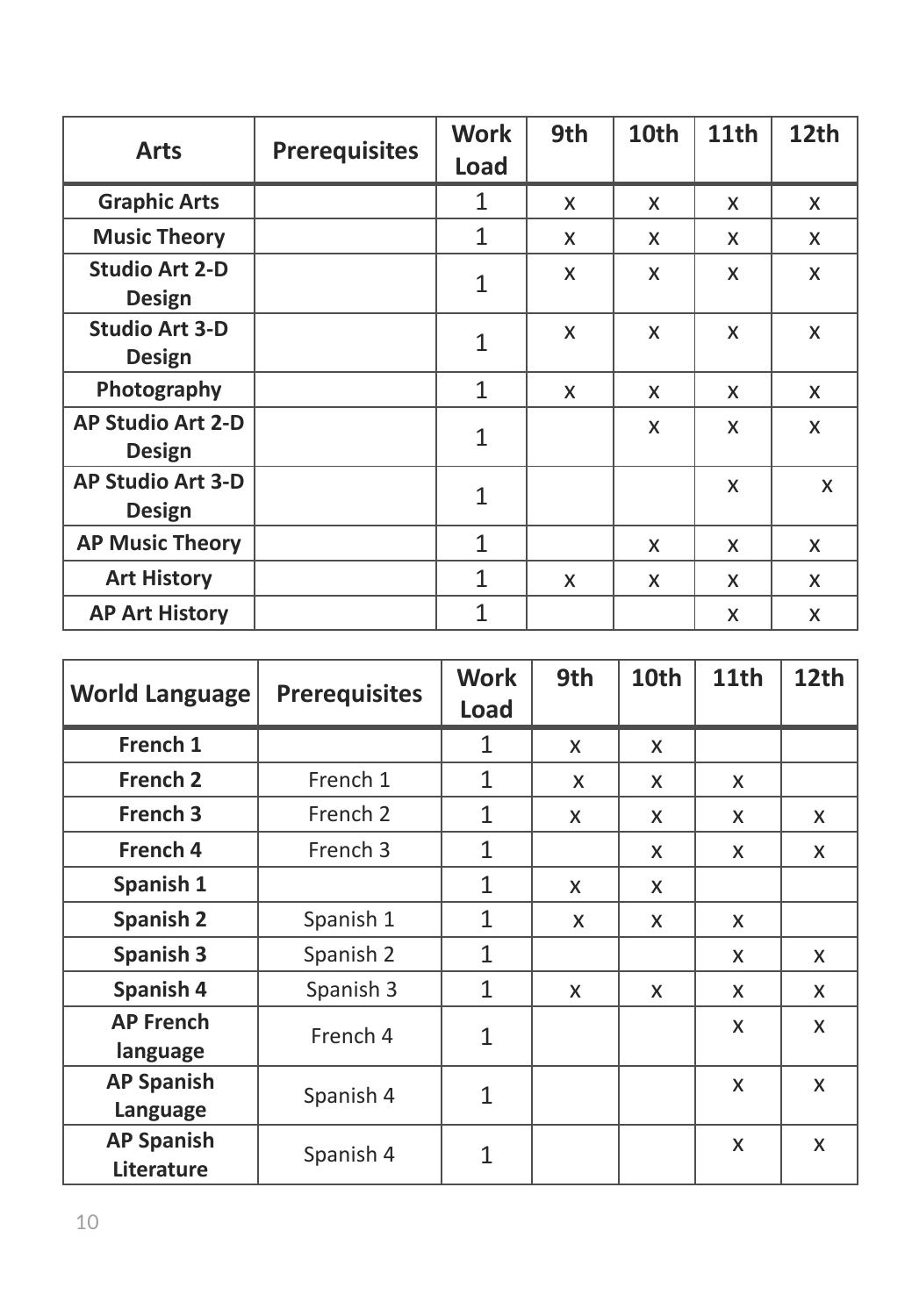| Arts | Prerequisites | Work Load | 9th | 10th | 11th | 12th |
|---|---|---|---|---|---|---|
| Graphic Arts | | 1 | x | x | x | x |
| Music Theory | | 1 | x | x | x | x |
| Studio Art 2-D Design | | 1 | x | x | x | x |
| Studio Art 3-D Design | | 1 | x | x | x | x |
| Photography | | 1 | x | x | x | x |
| AP Studio Art 2-D Design | | 1 | | x | x | x |
| AP Studio Art 3-D Design | | 1 | | | x | x |
| AP Music Theory | | 1 | | x | x | x |
| Art History | | 1 | x | x | x | x |
| AP Art History | | 1 | | | x | x |

| World Language | Prerequisites | Work Load | 9th | 10th | 11th | 12th |
|---|---|---|---|---|---|---|
| French 1 | | 1 | x | x | | |
| French 2 | French 1 | 1 | x | x | x | |
| French 3 | French 2 | 1 | x | x | x | x |
| French 4 | French 3 | 1 | | x | x | x |
| Spanish 1 | | 1 | x | x | | |
| Spanish 2 | Spanish 1 | 1 | x | x | x | |
| Spanish 3 | Spanish 2 | 1 | | | x | x |
| Spanish 4 | Spanish 3 | 1 | x | x | x | x |
| AP French language | French 4 | 1 | | | x | x |
| AP Spanish Language | Spanish 4 | 1 | | | x | x |
| AP Spanish Literature | Spanish 4 | 1 | | | x | x |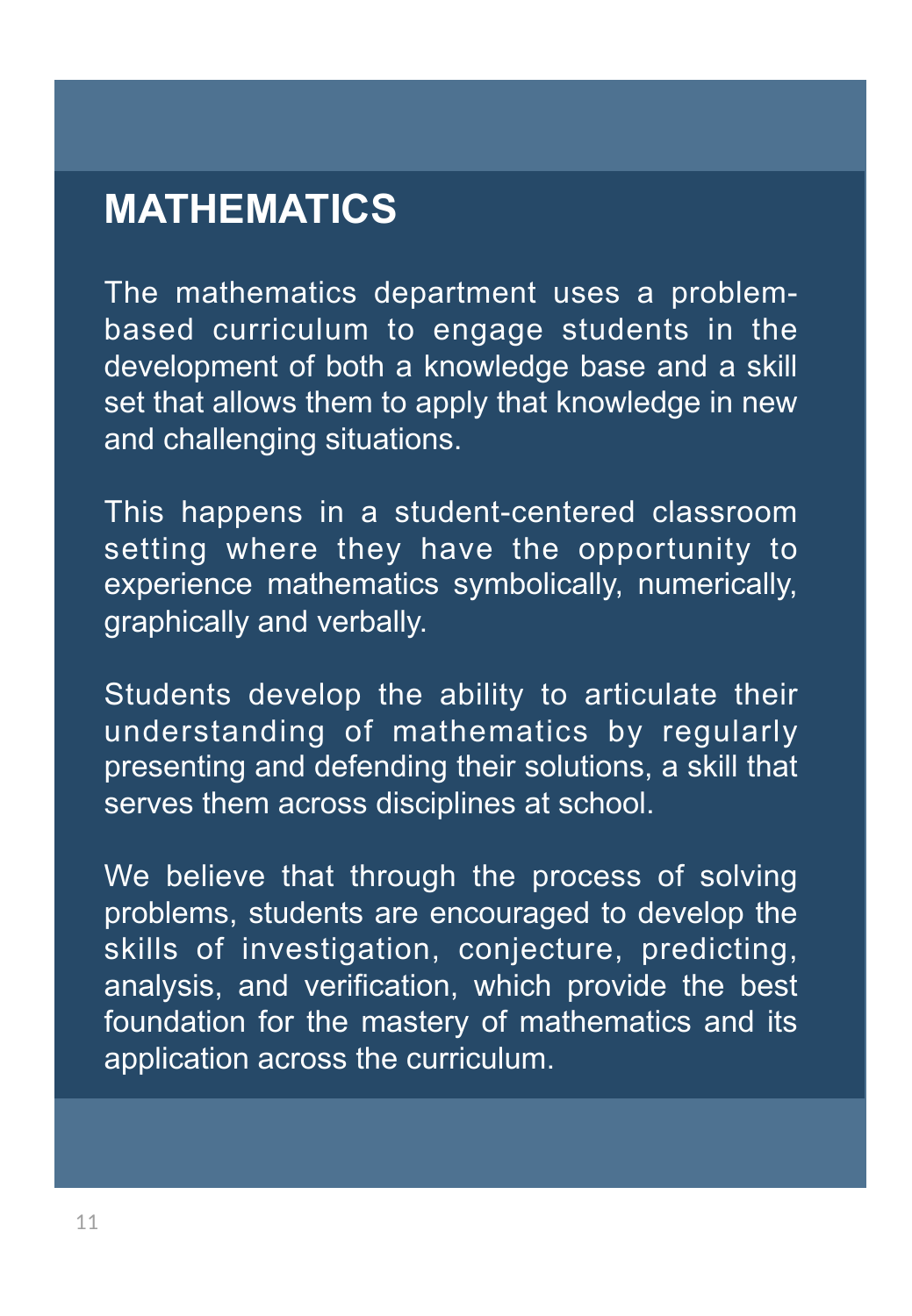# MATHEMATICS

The mathematics department uses a problem-based curriculum to engage students in the development of both a knowledge base and a skill set that allows them to apply that knowledge in new and challenging situations.

This happens in a student-centered classroom setting where they have the opportunity to experience mathematics symbolically, numerically, graphically and verbally.

Students develop the ability to articulate their understanding of mathematics by regularly presenting and defending their solutions, a skill that serves them across disciplines at school.

We believe that through the process of solving problems, students are encouraged to develop the skills of investigation, conjecture, predicting, analysis, and verification, which provide the best foundation for the mastery of mathematics and its application across the curriculum.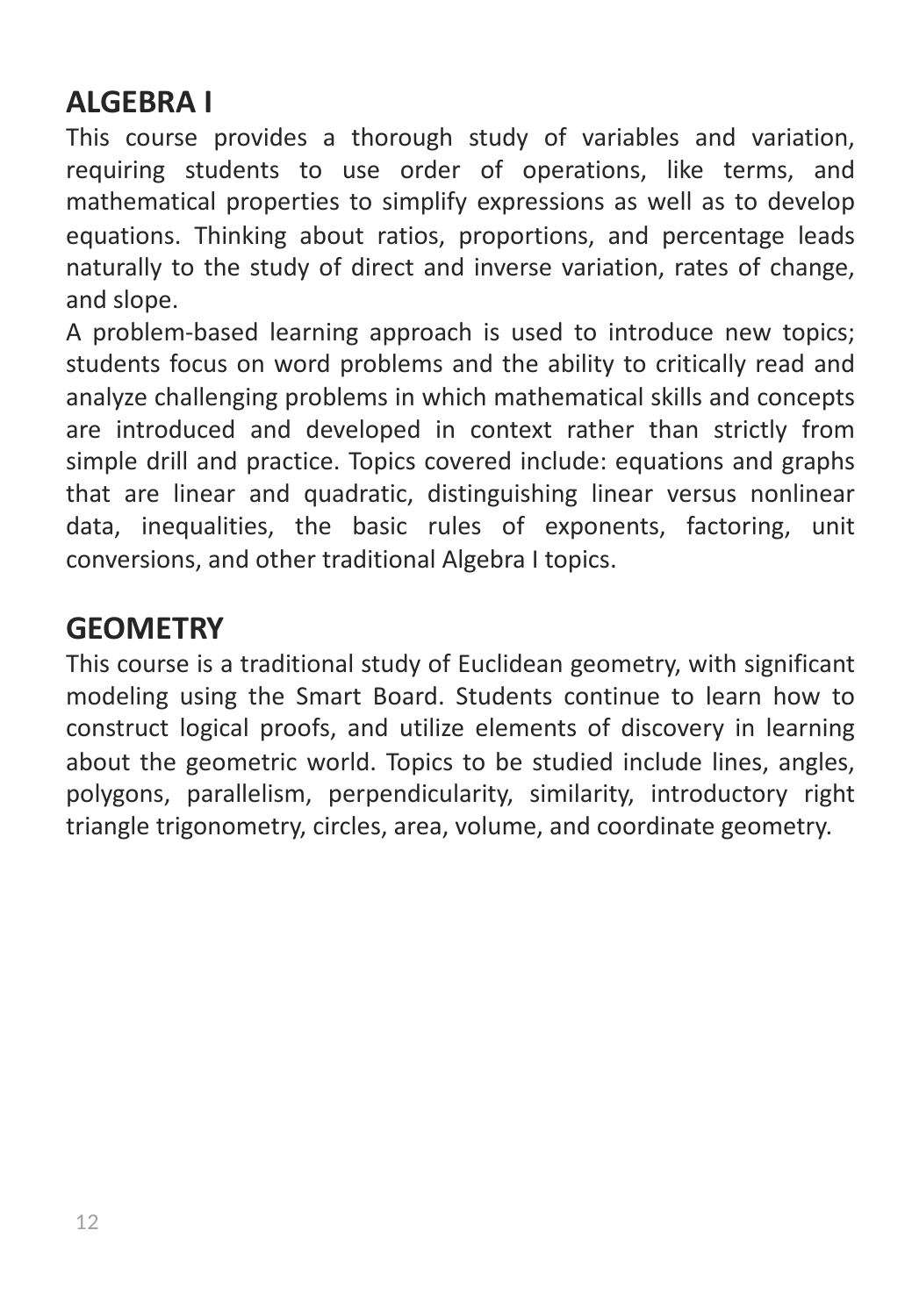## ALGEBRA I

This course provides a thorough study of variables and variation, requiring students to use order of operations, like terms, and mathematical properties to simplify expressions as well as to develop equations. Thinking about ratios, proportions, and percentage leads naturally to the study of direct and inverse variation, rates of change, and slope.

A problem-based learning approach is used to introduce new topics; students focus on word problems and the ability to critically read and analyze challenging problems in which mathematical skills and concepts are introduced and developed in context rather than strictly from simple drill and practice. Topics covered include: equations and graphs that are linear and quadratic, distinguishing linear versus nonlinear data, inequalities, the basic rules of exponents, factoring, unit conversions, and other traditional Algebra I topics.

## GEOMETRY

This course is a traditional study of Euclidean geometry, with significant modeling using the Smart Board. Students continue to learn how to construct logical proofs, and utilize elements of discovery in learning about the geometric world. Topics to be studied include lines, angles, polygons, parallelism, perpendicularity, similarity, introductory right triangle trigonometry, circles, area, volume, and coordinate geometry.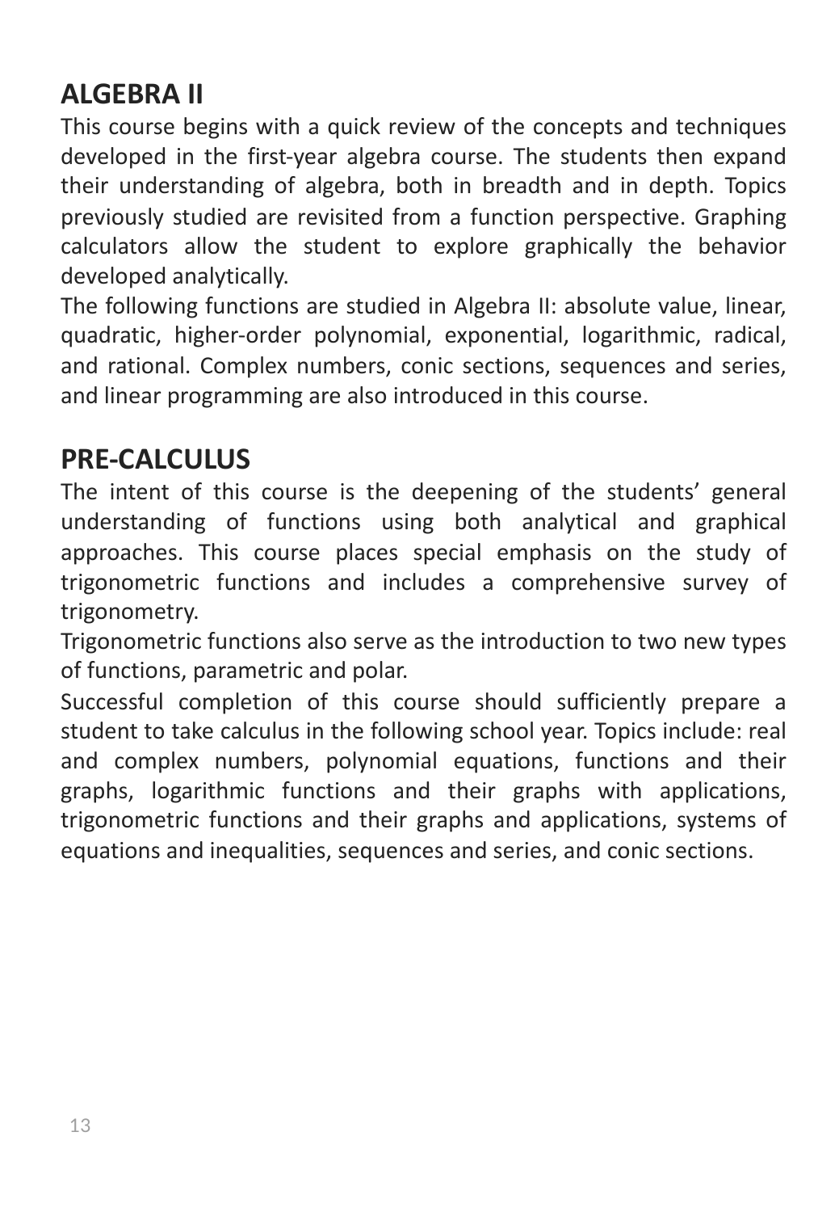## ALGEBRA II

This course begins with a quick review of the concepts and techniques developed in the first-year algebra course. The students then expand their understanding of algebra, both in breadth and in depth. Topics previously studied are revisited from a function perspective. Graphing calculators allow the student to explore graphically the behavior developed analytically.

The following functions are studied in Algebra II: absolute value, linear, quadratic, higher-order polynomial, exponential, logarithmic, radical, and rational. Complex numbers, conic sections, sequences and series, and linear programming are also introduced in this course.

## PRE-CALCULUS

The intent of this course is the deepening of the students' general understanding of functions using both analytical and graphical approaches. This course places special emphasis on the study of trigonometric functions and includes a comprehensive survey of trigonometry.

Trigonometric functions also serve as the introduction to two new types of functions, parametric and polar.

Successful completion of this course should sufficiently prepare a student to take calculus in the following school year. Topics include: real and complex numbers, polynomial equations, functions and their graphs, logarithmic functions and their graphs with applications, trigonometric functions and their graphs and applications, systems of equations and inequalities, sequences and series, and conic sections.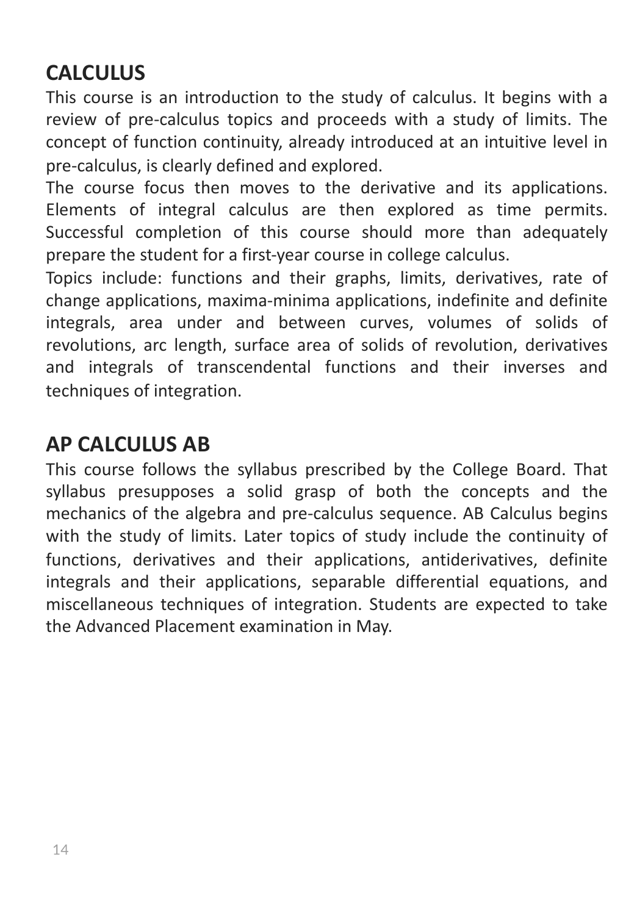## CALCULUS

This course is an introduction to the study of calculus. It begins with a review of pre-calculus topics and proceeds with a study of limits. The concept of function continuity, already introduced at an intuitive level in pre-calculus, is clearly defined and explored.

The course focus then moves to the derivative and its applications. Elements of integral calculus are then explored as time permits. Successful completion of this course should more than adequately prepare the student for a first-year course in college calculus.

Topics include: functions and their graphs, limits, derivatives, rate of change applications, maxima-minima applications, indefinite and definite integrals, area under and between curves, volumes of solids of revolutions, arc length, surface area of solids of revolution, derivatives and integrals of transcendental functions and their inverses and techniques of integration.

## AP CALCULUS AB

This course follows the syllabus prescribed by the College Board. That syllabus presupposes a solid grasp of both the concepts and the mechanics of the algebra and pre-calculus sequence. AB Calculus begins with the study of limits. Later topics of study include the continuity of functions, derivatives and their applications, antiderivatives, definite integrals and their applications, separable differential equations, and miscellaneous techniques of integration. Students are expected to take the Advanced Placement examination in May.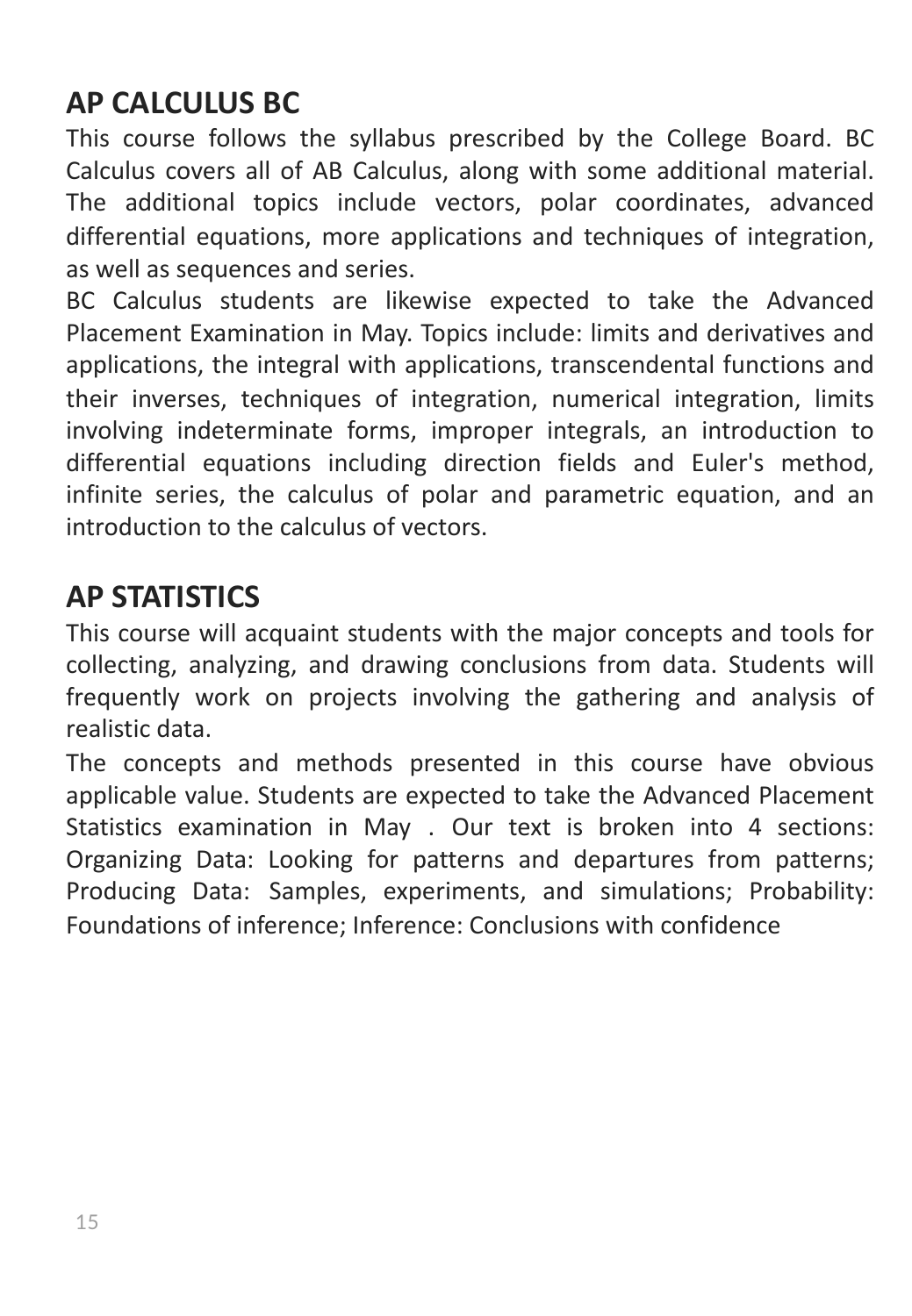## AP CALCULUS BC

This course follows the syllabus prescribed by the College Board. BC Calculus covers all of AB Calculus, along with some additional material. The additional topics include vectors, polar coordinates, advanced differential equations, more applications and techniques of integration, as well as sequences and series.

BC Calculus students are likewise expected to take the Advanced Placement Examination in May. Topics include: limits and derivatives and applications, the integral with applications, transcendental functions and their inverses, techniques of integration, numerical integration, limits involving indeterminate forms, improper integrals, an introduction to differential equations including direction fields and Euler's method, infinite series, the calculus of polar and parametric equation, and an introduction to the calculus of vectors.

## AP STATISTICS

This course will acquaint students with the major concepts and tools for collecting, analyzing, and drawing conclusions from data. Students will frequently work on projects involving the gathering and analysis of realistic data.

The concepts and methods presented in this course have obvious applicable value. Students are expected to take the Advanced Placement Statistics examination in May . Our text is broken into 4 sections: Organizing Data: Looking for patterns and departures from patterns; Producing Data: Samples, experiments, and simulations; Probability: Foundations of inference; Inference: Conclusions with confidence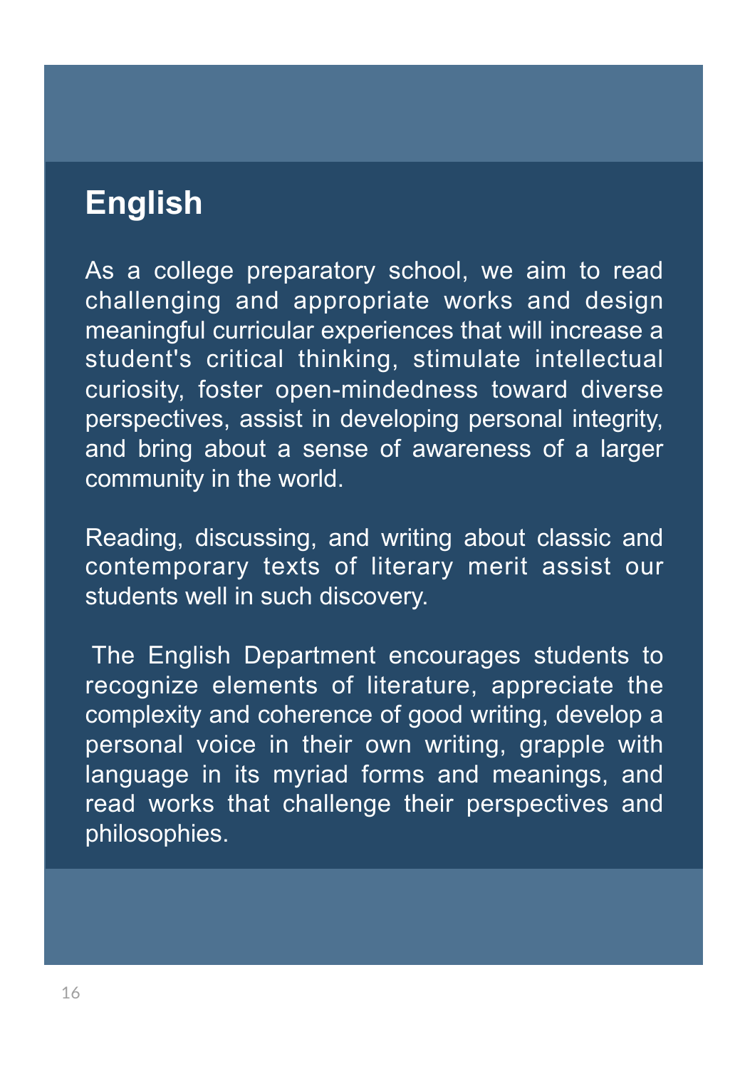# English

As a college preparatory school, we aim to read challenging and appropriate works and design meaningful curricular experiences that will increase a student's critical thinking, stimulate intellectual curiosity, foster open-mindedness toward diverse perspectives, assist in developing personal integrity, and bring about a sense of awareness of a larger community in the world.

Reading, discussing, and writing about classic and contemporary texts of literary merit assist our students well in such discovery.

The English Department encourages students to recognize elements of literature, appreciate the complexity and coherence of good writing, develop a personal voice in their own writing, grapple with language in its myriad forms and meanings, and read works that challenge their perspectives and philosophies.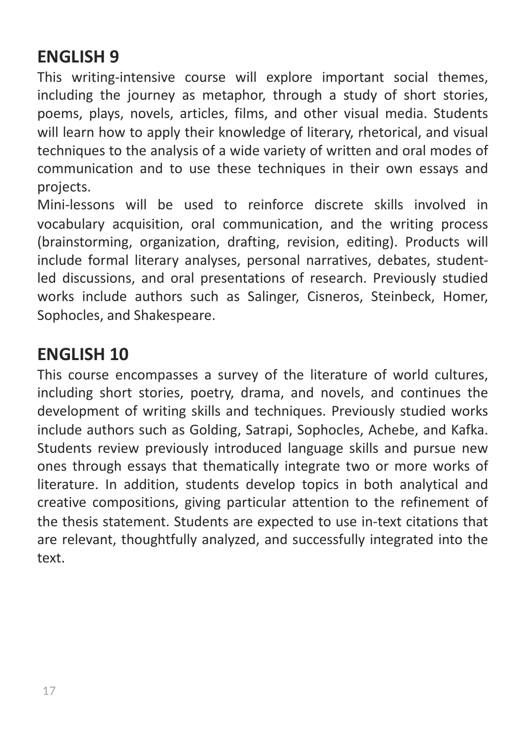## ENGLISH 9

This writing-intensive course will explore important social themes, including the journey as metaphor, through a study of short stories, poems, plays, novels, articles, films, and other visual media. Students will learn how to apply their knowledge of literary, rhetorical, and visual techniques to the analysis of a wide variety of written and oral modes of communication and to use these techniques in their own essays and projects.

Mini-lessons will be used to reinforce discrete skills involved in vocabulary acquisition, oral communication, and the writing process (brainstorming, organization, drafting, revision, editing). Products will include formal literary analyses, personal narratives, debates, student-led discussions, and oral presentations of research. Previously studied works include authors such as Salinger, Cisneros, Steinbeck, Homer, Sophocles, and Shakespeare.

## ENGLISH 10

This course encompasses a survey of the literature of world cultures, including short stories, poetry, drama, and novels, and continues the development of writing skills and techniques. Previously studied works include authors such as Golding, Satrapi, Sophocles, Achebe, and Kafka. Students review previously introduced language skills and pursue new ones through essays that thematically integrate two or more works of literature. In addition, students develop topics in both analytical and creative compositions, giving particular attention to the refinement of the thesis statement. Students are expected to use in-text citations that are relevant, thoughtfully analyzed, and successfully integrated into the text.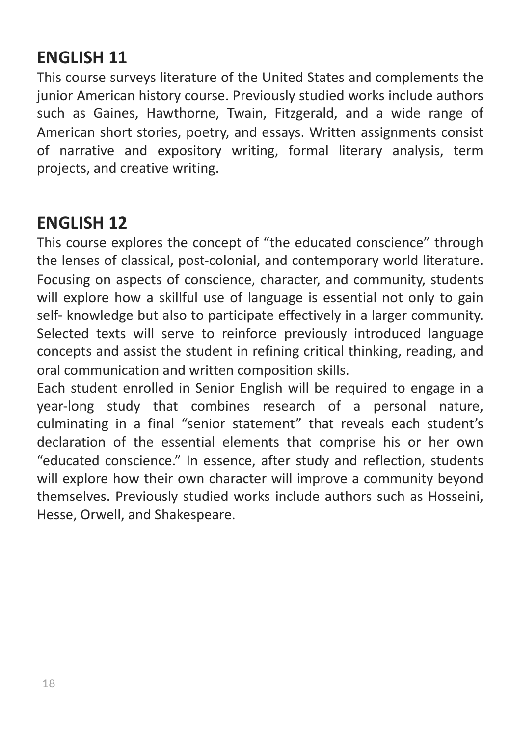## ENGLISH 11

This course surveys literature of the United States and complements the junior American history course. Previously studied works include authors such as Gaines, Hawthorne, Twain, Fitzgerald, and a wide range of American short stories, poetry, and essays. Written assignments consist of narrative and expository writing, formal literary analysis, term projects, and creative writing.

## ENGLISH 12

This course explores the concept of "the educated conscience" through the lenses of classical, post-colonial, and contemporary world literature. Focusing on aspects of conscience, character, and community, students will explore how a skillful use of language is essential not only to gain self- knowledge but also to participate effectively in a larger community. Selected texts will serve to reinforce previously introduced language concepts and assist the student in refining critical thinking, reading, and oral communication and written composition skills.

Each student enrolled in Senior English will be required to engage in a year-long study that combines research of a personal nature, culminating in a final "senior statement" that reveals each student's declaration of the essential elements that comprise his or her own "educated conscience." In essence, after study and reflection, students will explore how their own character will improve a community beyond themselves. Previously studied works include authors such as Hosseini, Hesse, Orwell, and Shakespeare.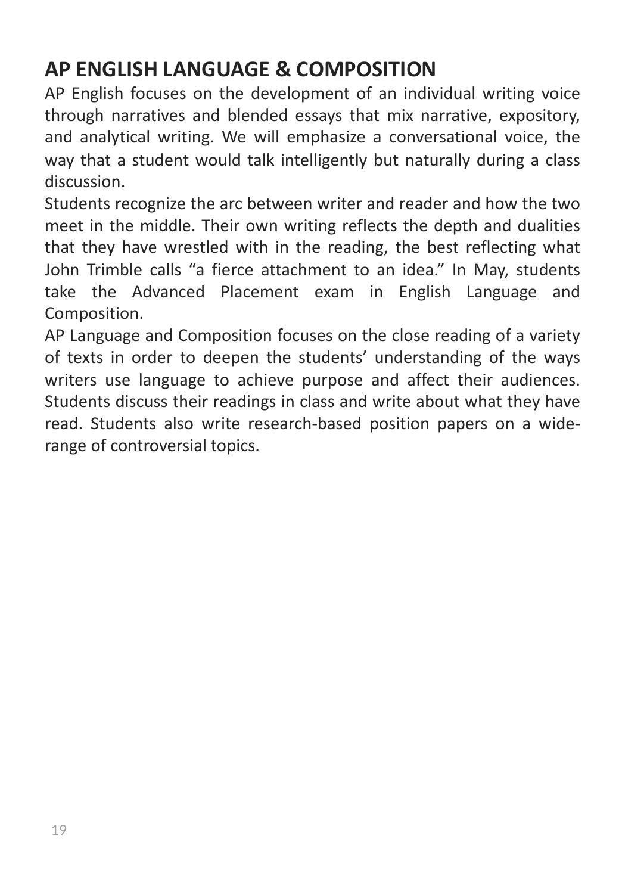## AP ENGLISH LANGUAGE & COMPOSITION

AP English focuses on the development of an individual writing voice through narratives and blended essays that mix narrative, expository, and analytical writing. We will emphasize a conversational voice, the way that a student would talk intelligently but naturally during a class discussion.

Students recognize the arc between writer and reader and how the two meet in the middle. Their own writing reflects the depth and dualities that they have wrestled with in the reading, the best reflecting what John Trimble calls "a fierce attachment to an idea." In May, students take the Advanced Placement exam in English Language and Composition.

AP Language and Composition focuses on the close reading of a variety of texts in order to deepen the students' understanding of the ways writers use language to achieve purpose and affect their audiences. Students discuss their readings in class and write about what they have read. Students also write research-based position papers on a wide-range of controversial topics.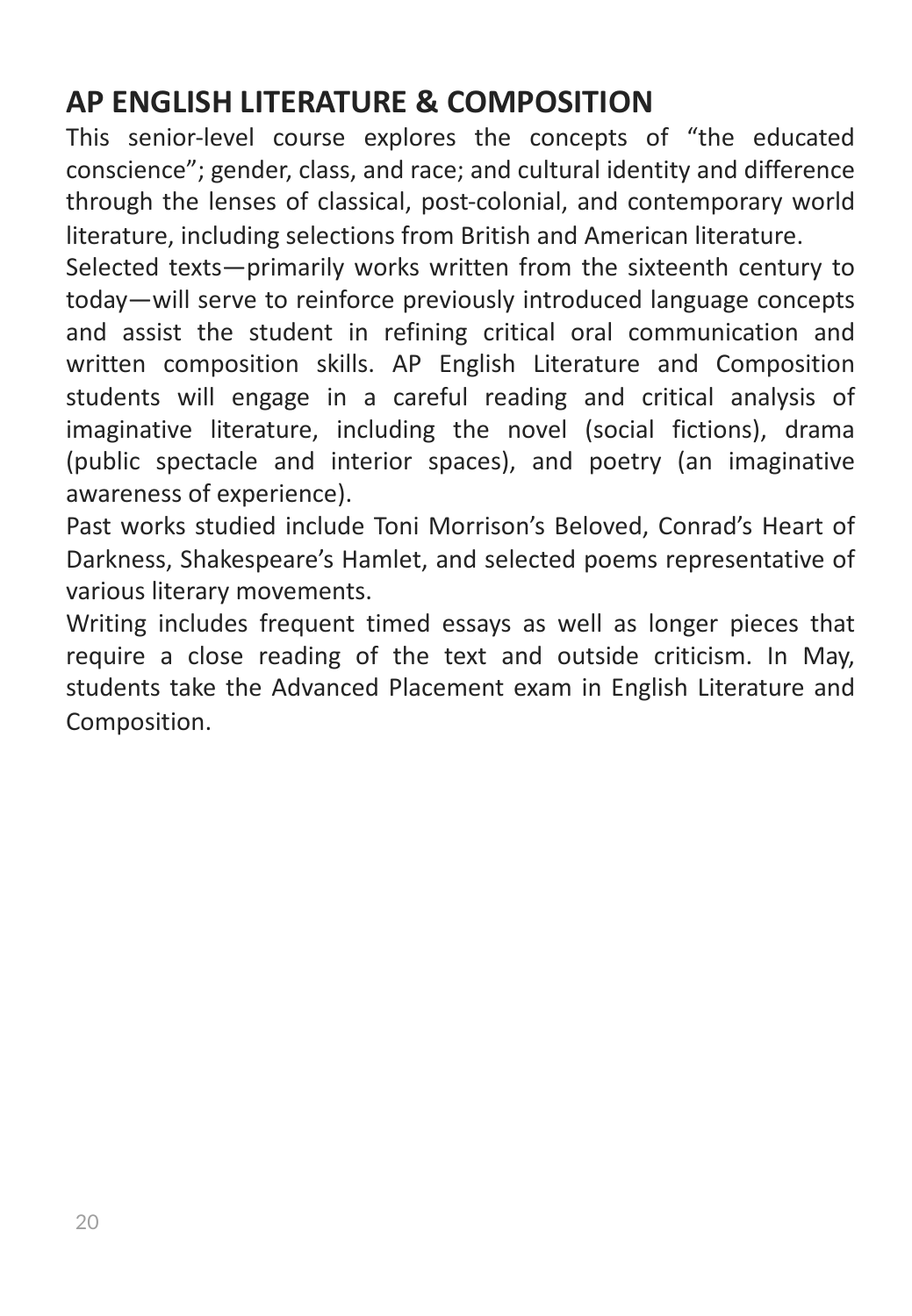## AP ENGLISH LITERATURE & COMPOSITION

This senior-level course explores the concepts of "the educated conscience"; gender, class, and race; and cultural identity and difference through the lenses of classical, post-colonial, and contemporary world literature, including selections from British and American literature.

Selected texts—primarily works written from the sixteenth century to today—will serve to reinforce previously introduced language concepts and assist the student in refining critical oral communication and written composition skills. AP English Literature and Composition students will engage in a careful reading and critical analysis of imaginative literature, including the novel (social fictions), drama (public spectacle and interior spaces), and poetry (an imaginative awareness of experience).

Past works studied include Toni Morrison's Beloved, Conrad's Heart of Darkness, Shakespeare's Hamlet, and selected poems representative of various literary movements.

Writing includes frequent timed essays as well as longer pieces that require a close reading of the text and outside criticism. In May, students take the Advanced Placement exam in English Literature and Composition.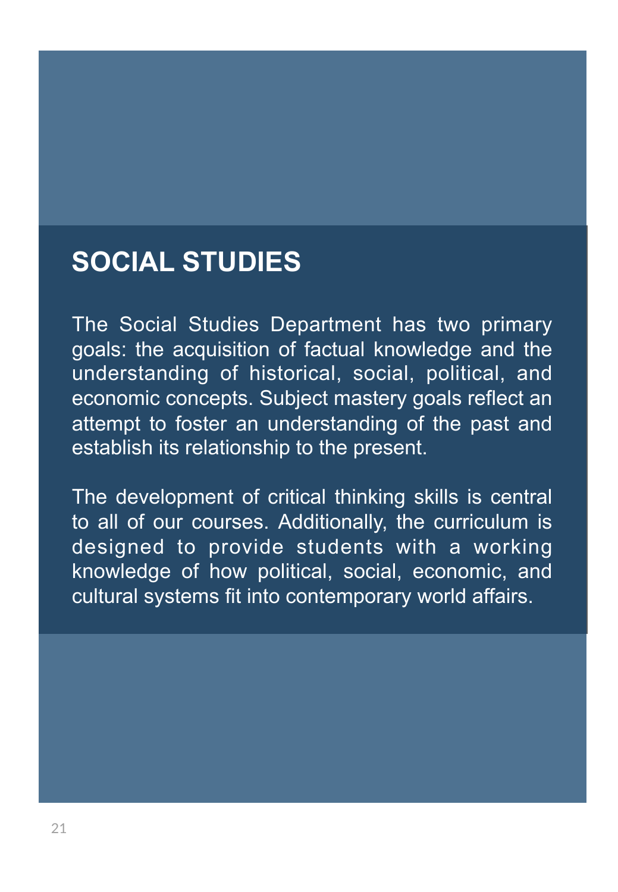# SOCIAL STUDIES

The Social Studies Department has two primary goals: the acquisition of factual knowledge and the understanding of historical, social, political, and economic concepts. Subject mastery goals reflect an attempt to foster an understanding of the past and establish its relationship to the present.

The development of critical thinking skills is central to all of our courses. Additionally, the curriculum is designed to provide students with a working knowledge of how political, social, economic, and cultural systems fit into contemporary world affairs.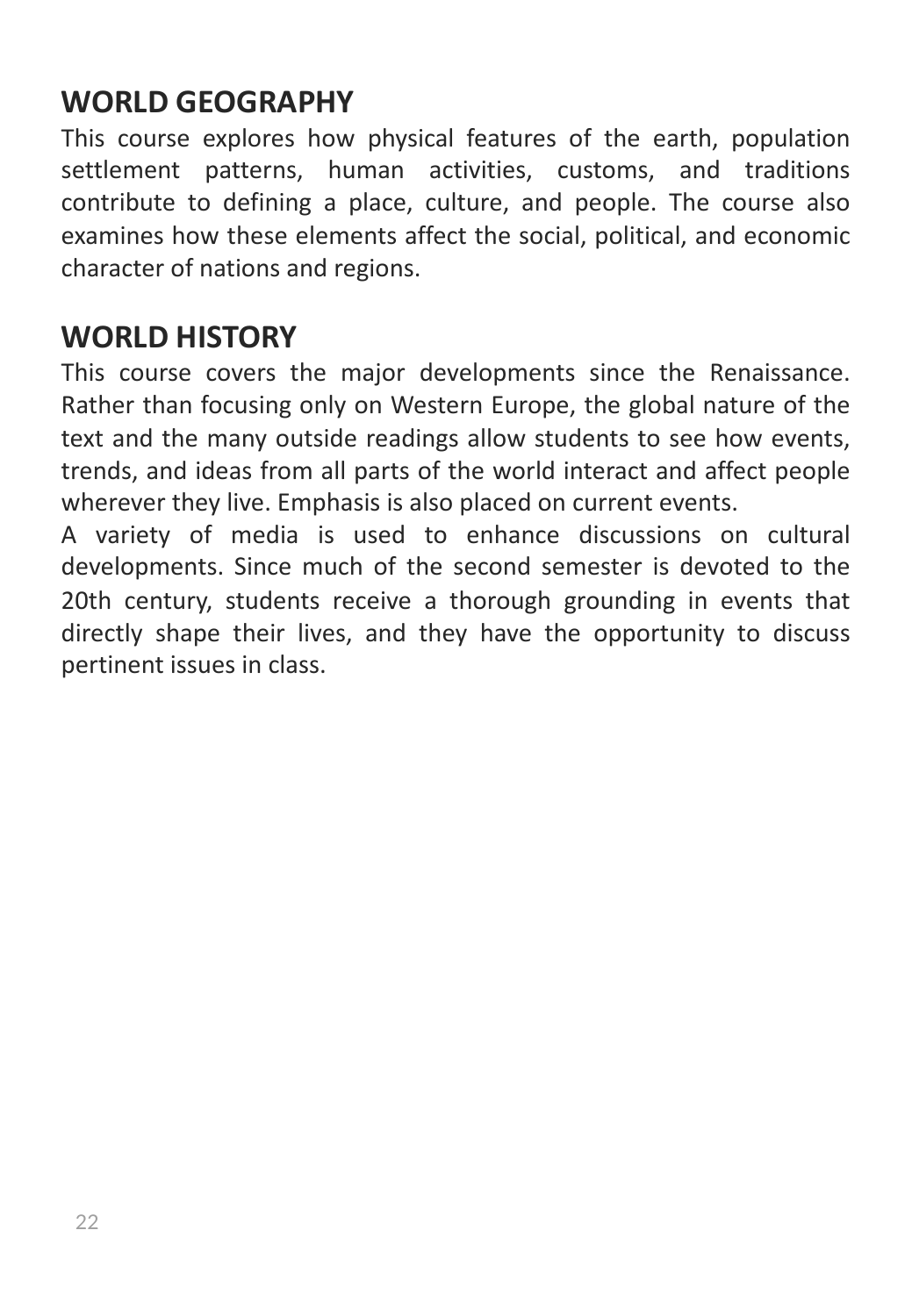## WORLD GEOGRAPHY

This course explores how physical features of the earth, population settlement patterns, human activities, customs, and traditions contribute to defining a place, culture, and people. The course also examines how these elements affect the social, political, and economic character of nations and regions.

## WORLD HISTORY

This course covers the major developments since the Renaissance. Rather than focusing only on Western Europe, the global nature of the text and the many outside readings allow students to see how events, trends, and ideas from all parts of the world interact and affect people wherever they live. Emphasis is also placed on current events.

A variety of media is used to enhance discussions on cultural developments. Since much of the second semester is devoted to the 20th century, students receive a thorough grounding in events that directly shape their lives, and they have the opportunity to discuss pertinent issues in class.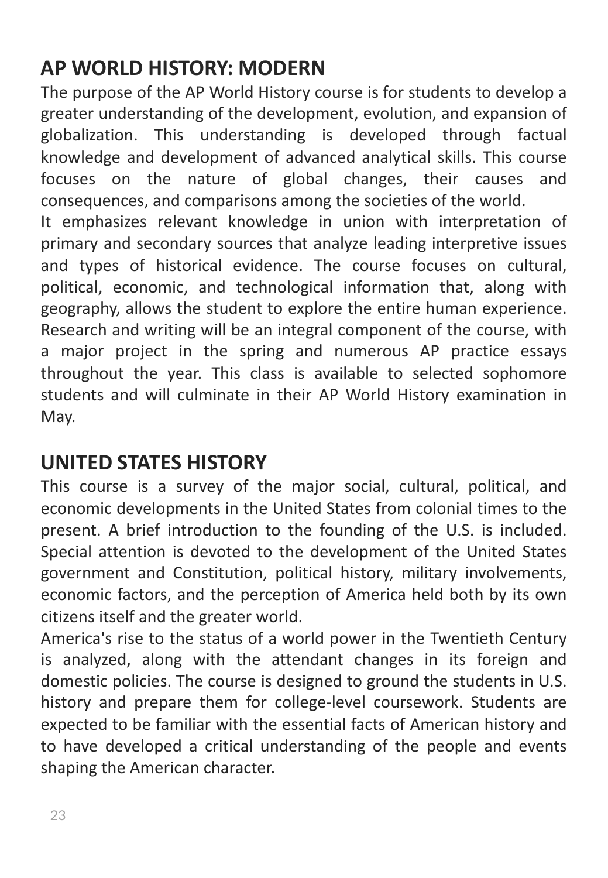## AP WORLD HISTORY: MODERN

The purpose of the AP World History course is for students to develop a greater understanding of the development, evolution, and expansion of globalization. This understanding is developed through factual knowledge and development of advanced analytical skills. This course focuses on the nature of global changes, their causes and consequences, and comparisons among the societies of the world.

It emphasizes relevant knowledge in union with interpretation of primary and secondary sources that analyze leading interpretive issues and types of historical evidence. The course focuses on cultural, political, economic, and technological information that, along with geography, allows the student to explore the entire human experience. Research and writing will be an integral component of the course, with a major project in the spring and numerous AP practice essays throughout the year. This class is available to selected sophomore students and will culminate in their AP World History examination in May.

## UNITED STATES HISTORY

This course is a survey of the major social, cultural, political, and economic developments in the United States from colonial times to the present. A brief introduction to the founding of the U.S. is included. Special attention is devoted to the development of the United States government and Constitution, political history, military involvements, economic factors, and the perception of America held both by its own citizens itself and the greater world.

America's rise to the status of a world power in the Twentieth Century is analyzed, along with the attendant changes in its foreign and domestic policies. The course is designed to ground the students in U.S. history and prepare them for college-level coursework. Students are expected to be familiar with the essential facts of American history and to have developed a critical understanding of the people and events shaping the American character.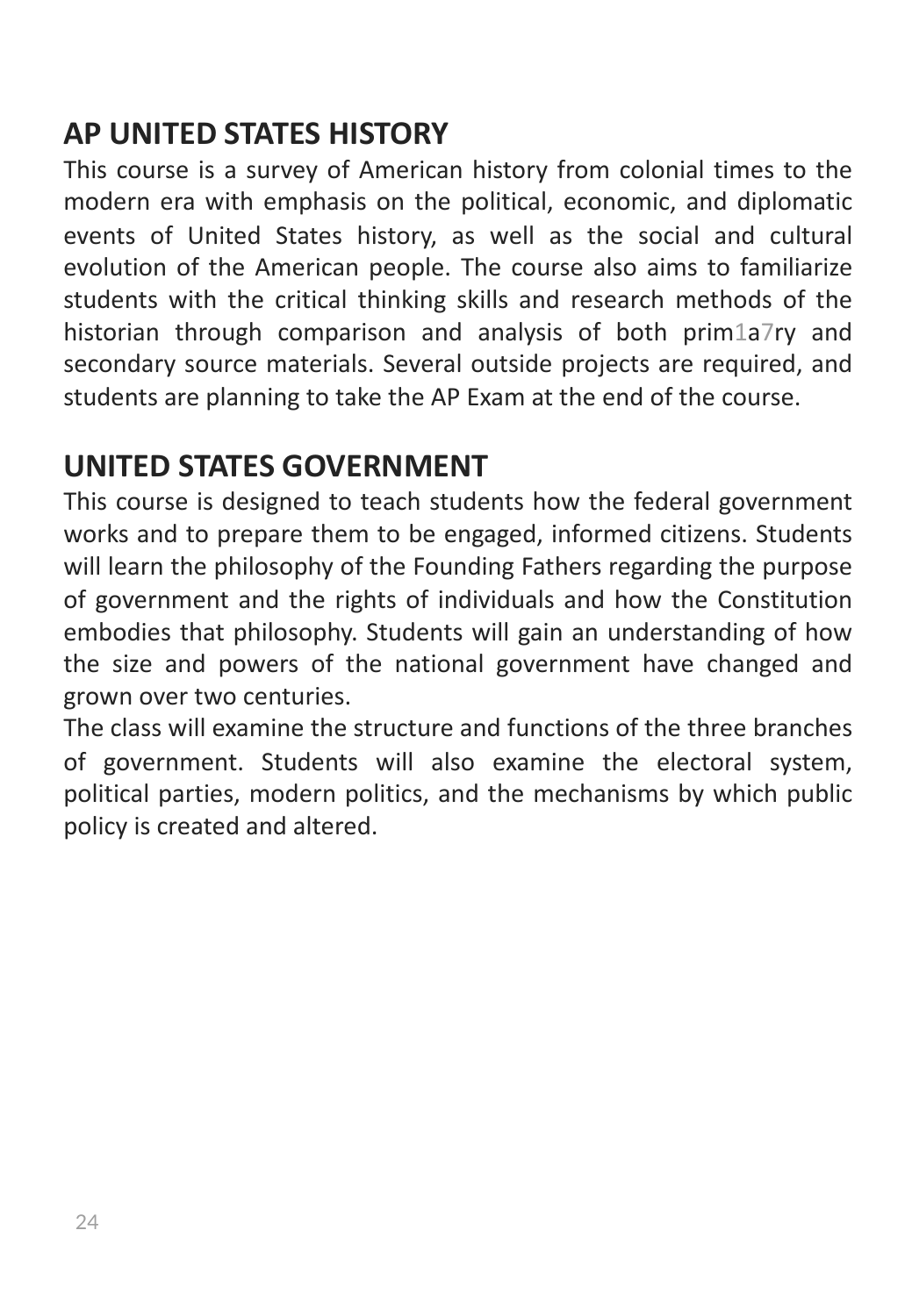## AP UNITED STATES HISTORY

This course is a survey of American history from colonial times to the modern era with emphasis on the political, economic, and diplomatic events of United States history, as well as the social and cultural evolution of the American people. The course also aims to familiarize students with the critical thinking skills and research methods of the historian through comparison and analysis of both prim1a7ry and secondary source materials. Several outside projects are required, and students are planning to take the AP Exam at the end of the course.

## UNITED STATES GOVERNMENT

This course is designed to teach students how the federal government works and to prepare them to be engaged, informed citizens. Students will learn the philosophy of the Founding Fathers regarding the purpose of government and the rights of individuals and how the Constitution embodies that philosophy. Students will gain an understanding of how the size and powers of the national government have changed and grown over two centuries.

The class will examine the structure and functions of the three branches of government. Students will also examine the electoral system, political parties, modern politics, and the mechanisms by which public policy is created and altered.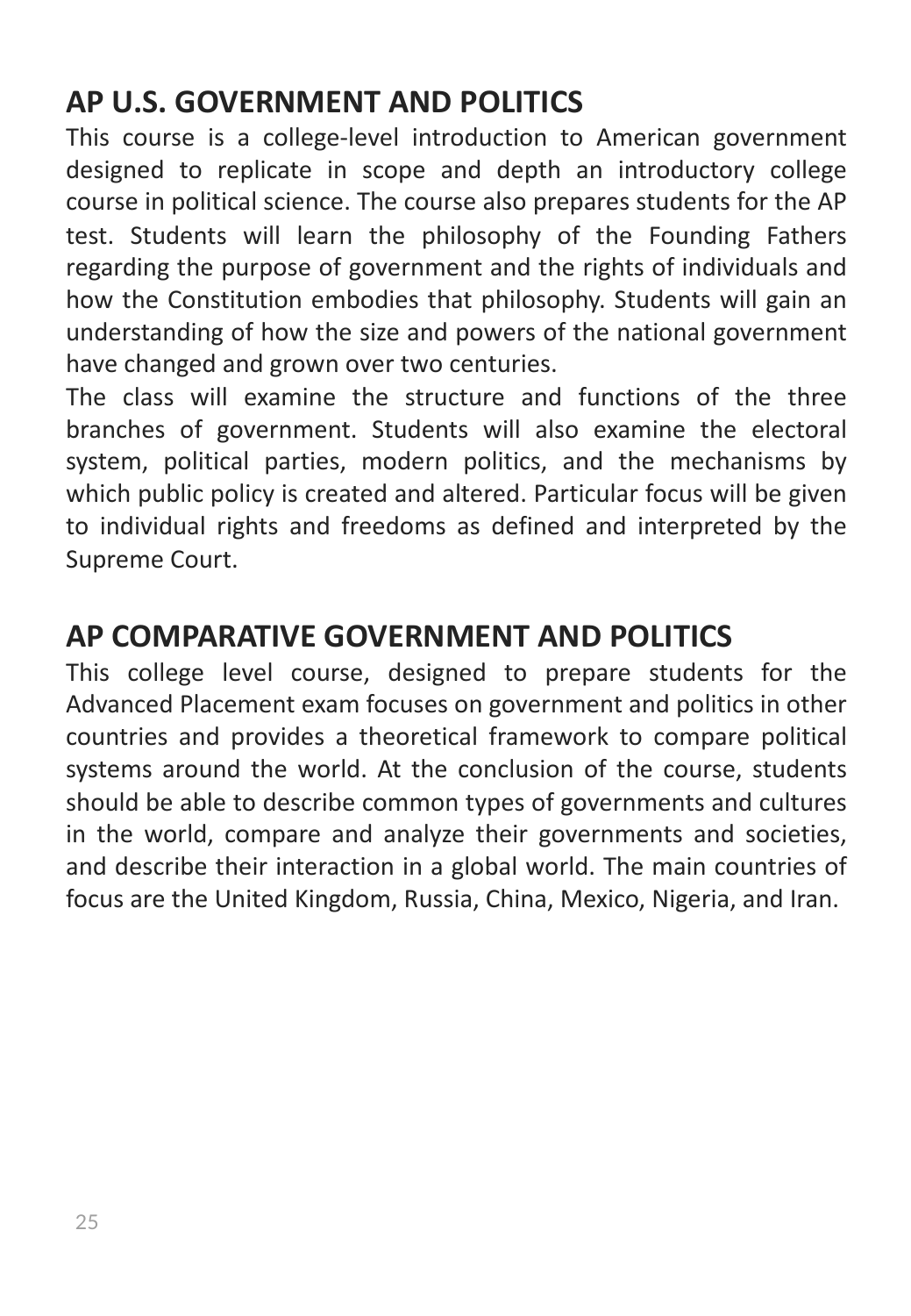## AP U.S. GOVERNMENT AND POLITICS

This course is a college-level introduction to American government designed to replicate in scope and depth an introductory college course in political science. The course also prepares students for the AP test. Students will learn the philosophy of the Founding Fathers regarding the purpose of government and the rights of individuals and how the Constitution embodies that philosophy. Students will gain an understanding of how the size and powers of the national government have changed and grown over two centuries.

The class will examine the structure and functions of the three branches of government. Students will also examine the electoral system, political parties, modern politics, and the mechanisms by which public policy is created and altered. Particular focus will be given to individual rights and freedoms as defined and interpreted by the Supreme Court.

## AP COMPARATIVE GOVERNMENT AND POLITICS

This college level course, designed to prepare students for the Advanced Placement exam focuses on government and politics in other countries and provides a theoretical framework to compare political systems around the world. At the conclusion of the course, students should be able to describe common types of governments and cultures in the world, compare and analyze their governments and societies, and describe their interaction in a global world. The main countries of focus are the United Kingdom, Russia, China, Mexico, Nigeria, and Iran.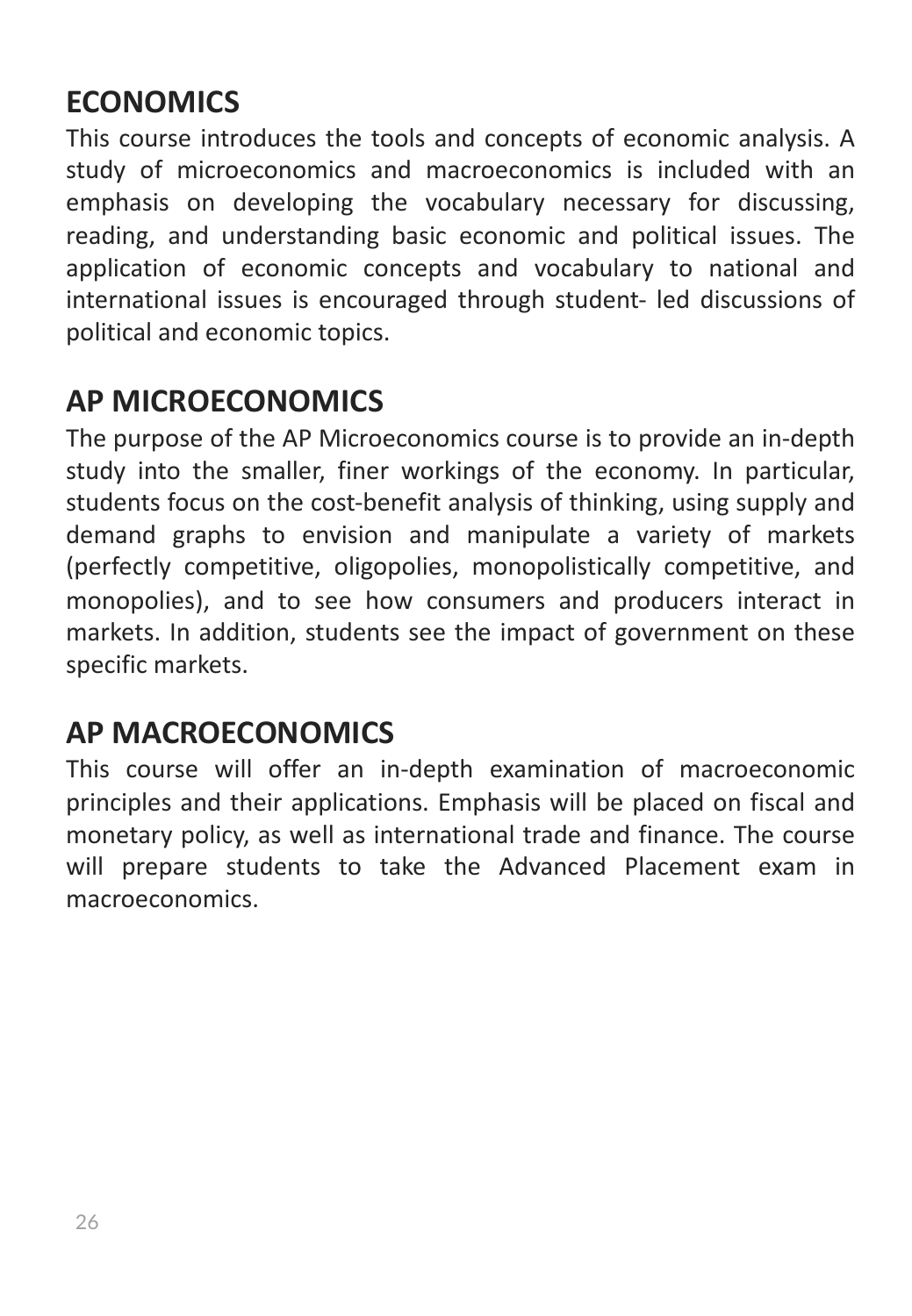## ECONOMICS

This course introduces the tools and concepts of economic analysis. A study of microeconomics and macroeconomics is included with an emphasis on developing the vocabulary necessary for discussing, reading, and understanding basic economic and political issues. The application of economic concepts and vocabulary to national and international issues is encouraged through student- led discussions of political and economic topics.

## AP MICROECONOMICS

The purpose of the AP Microeconomics course is to provide an in-depth study into the smaller, finer workings of the economy. In particular, students focus on the cost-benefit analysis of thinking, using supply and demand graphs to envision and manipulate a variety of markets (perfectly competitive, oligopolies, monopolistically competitive, and monopolies), and to see how consumers and producers interact in markets. In addition, students see the impact of government on these specific markets.

## AP MACROECONOMICS

This course will offer an in-depth examination of macroeconomic principles and their applications. Emphasis will be placed on fiscal and monetary policy, as well as international trade and finance. The course will prepare students to take the Advanced Placement exam in macroeconomics.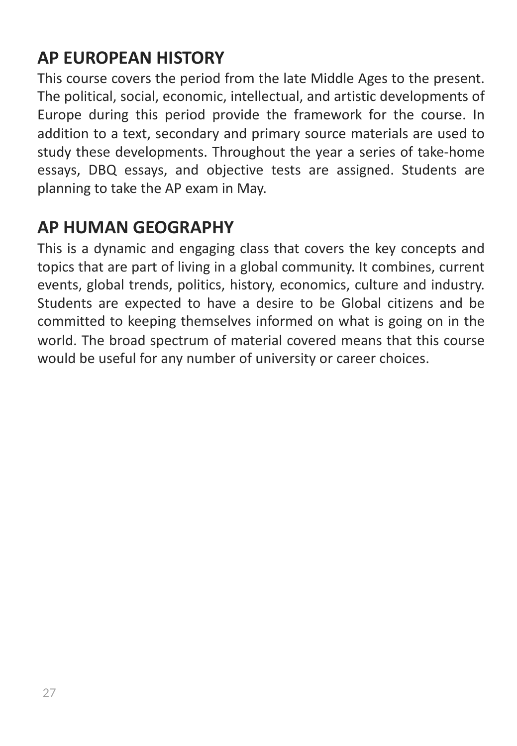## AP EUROPEAN HISTORY

This course covers the period from the late Middle Ages to the present. The political, social, economic, intellectual, and artistic developments of Europe during this period provide the framework for the course. In addition to a text, secondary and primary source materials are used to study these developments. Throughout the year a series of take-home essays, DBQ essays, and objective tests are assigned. Students are planning to take the AP exam in May.

## AP HUMAN GEOGRAPHY

This is a dynamic and engaging class that covers the key concepts and topics that are part of living in a global community. It combines, current events, global trends, politics, history, economics, culture and industry. Students are expected to have a desire to be Global citizens and be committed to keeping themselves informed on what is going on in the world. The broad spectrum of material covered means that this course would be useful for any number of university or career choices.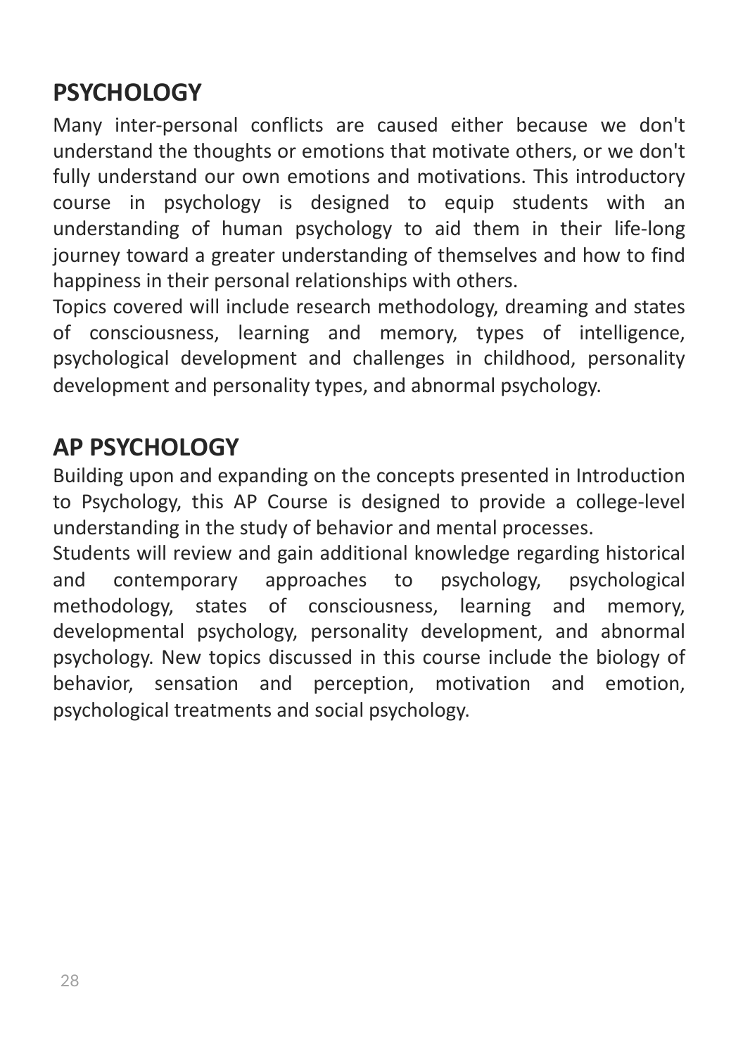## PSYCHOLOGY

Many inter-personal conflicts are caused either because we don't understand the thoughts or emotions that motivate others, or we don't fully understand our own emotions and motivations. This introductory course in psychology is designed to equip students with an understanding of human psychology to aid them in their life-long journey toward a greater understanding of themselves and how to find happiness in their personal relationships with others.

Topics covered will include research methodology, dreaming and states of consciousness, learning and memory, types of intelligence, psychological development and challenges in childhood, personality development and personality types, and abnormal psychology.

## AP PSYCHOLOGY

Building upon and expanding on the concepts presented in Introduction to Psychology, this AP Course is designed to provide a college-level understanding in the study of behavior and mental processes.

Students will review and gain additional knowledge regarding historical and contemporary approaches to psychology, psychological methodology, states of consciousness, learning and memory, developmental psychology, personality development, and abnormal psychology. New topics discussed in this course include the biology of behavior, sensation and perception, motivation and emotion, psychological treatments and social psychology.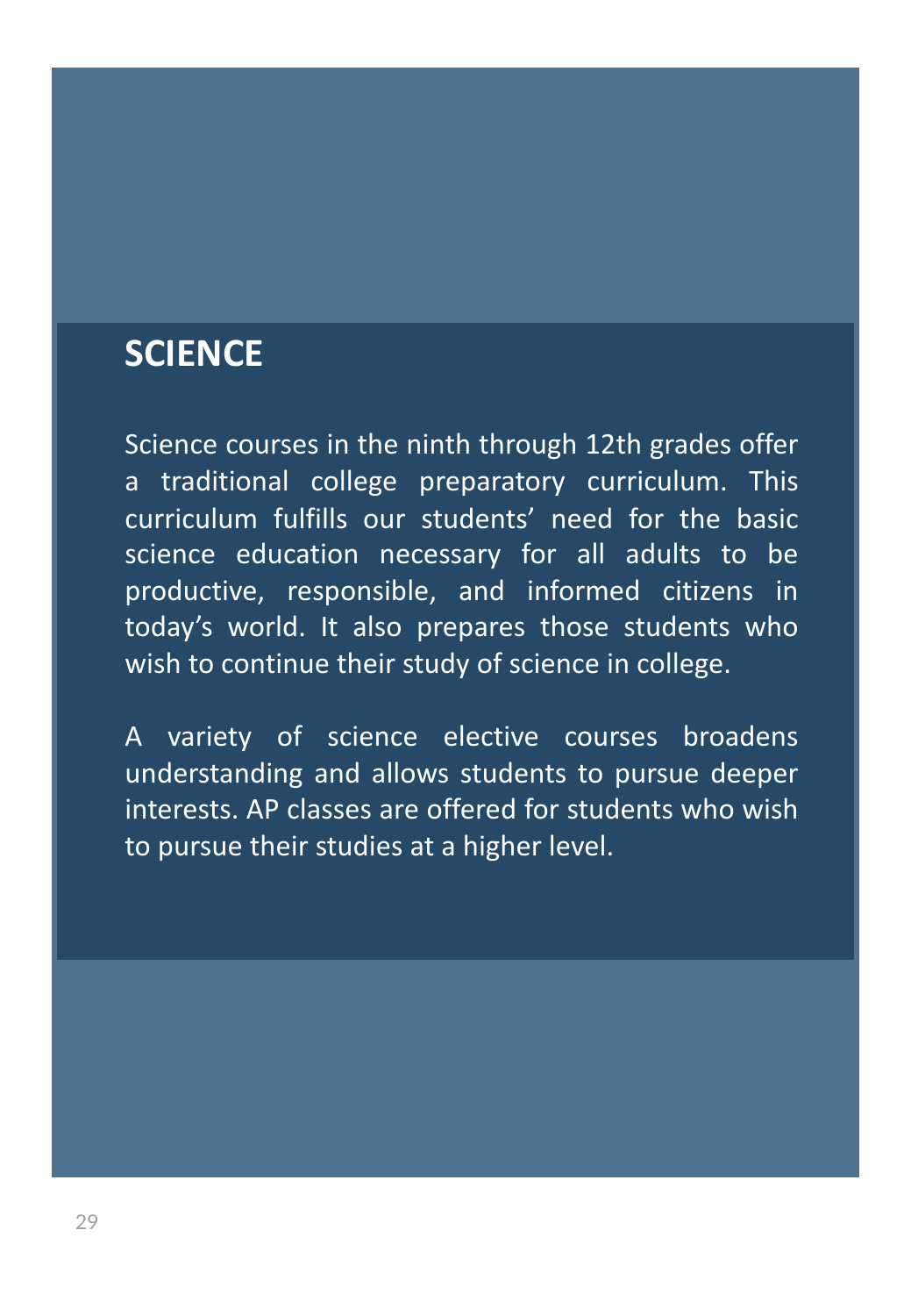# SCIENCE

Science courses in the ninth through 12th grades offer a traditional college preparatory curriculum. This curriculum fulfills our students' need for the basic science education necessary for all adults to be productive, responsible, and informed citizens in today's world. It also prepares those students who wish to continue their study of science in college.

A variety of science elective courses broadens understanding and allows students to pursue deeper interests. AP classes are offered for students who wish to pursue their studies at a higher level.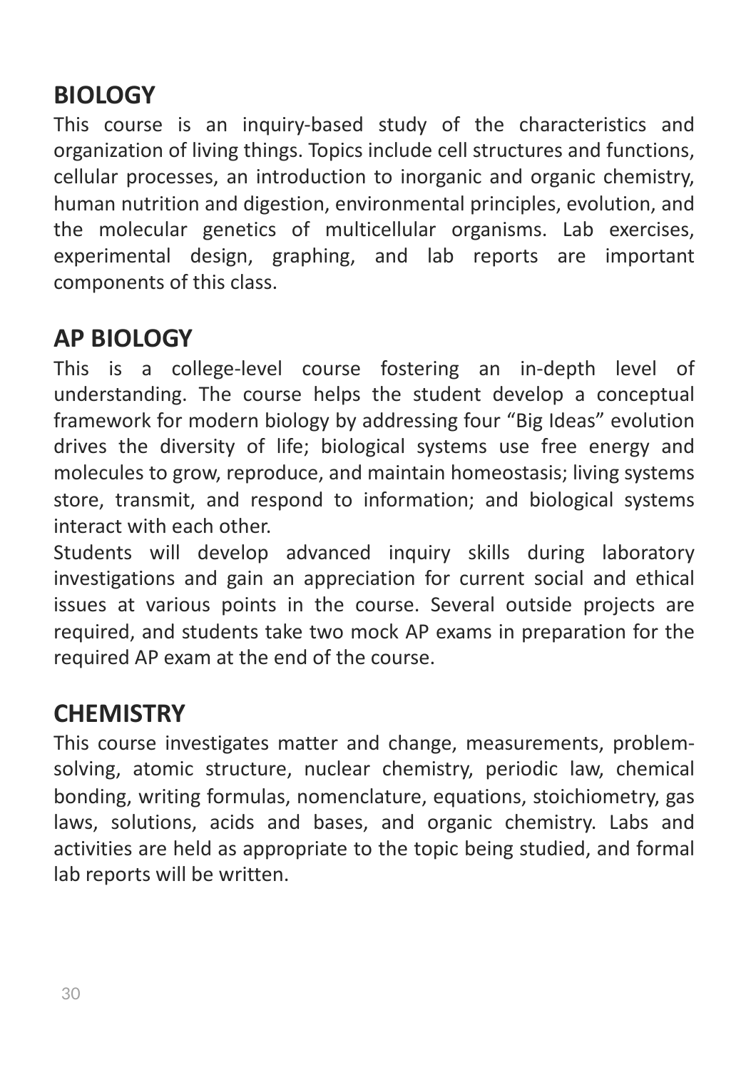## BIOLOGY

This course is an inquiry-based study of the characteristics and organization of living things. Topics include cell structures and functions, cellular processes, an introduction to inorganic and organic chemistry, human nutrition and digestion, environmental principles, evolution, and the molecular genetics of multicellular organisms. Lab exercises, experimental design, graphing, and lab reports are important components of this class.

## AP BIOLOGY

This is a college-level course fostering an in-depth level of understanding. The course helps the student develop a conceptual framework for modern biology by addressing four "Big Ideas" evolution drives the diversity of life; biological systems use free energy and molecules to grow, reproduce, and maintain homeostasis; living systems store, transmit, and respond to information; and biological systems interact with each other.

Students will develop advanced inquiry skills during laboratory investigations and gain an appreciation for current social and ethical issues at various points in the course. Several outside projects are required, and students take two mock AP exams in preparation for the required AP exam at the end of the course.

## CHEMISTRY

This course investigates matter and change, measurements, problem-solving, atomic structure, nuclear chemistry, periodic law, chemical bonding, writing formulas, nomenclature, equations, stoichiometry, gas laws, solutions, acids and bases, and organic chemistry. Labs and activities are held as appropriate to the topic being studied, and formal lab reports will be written.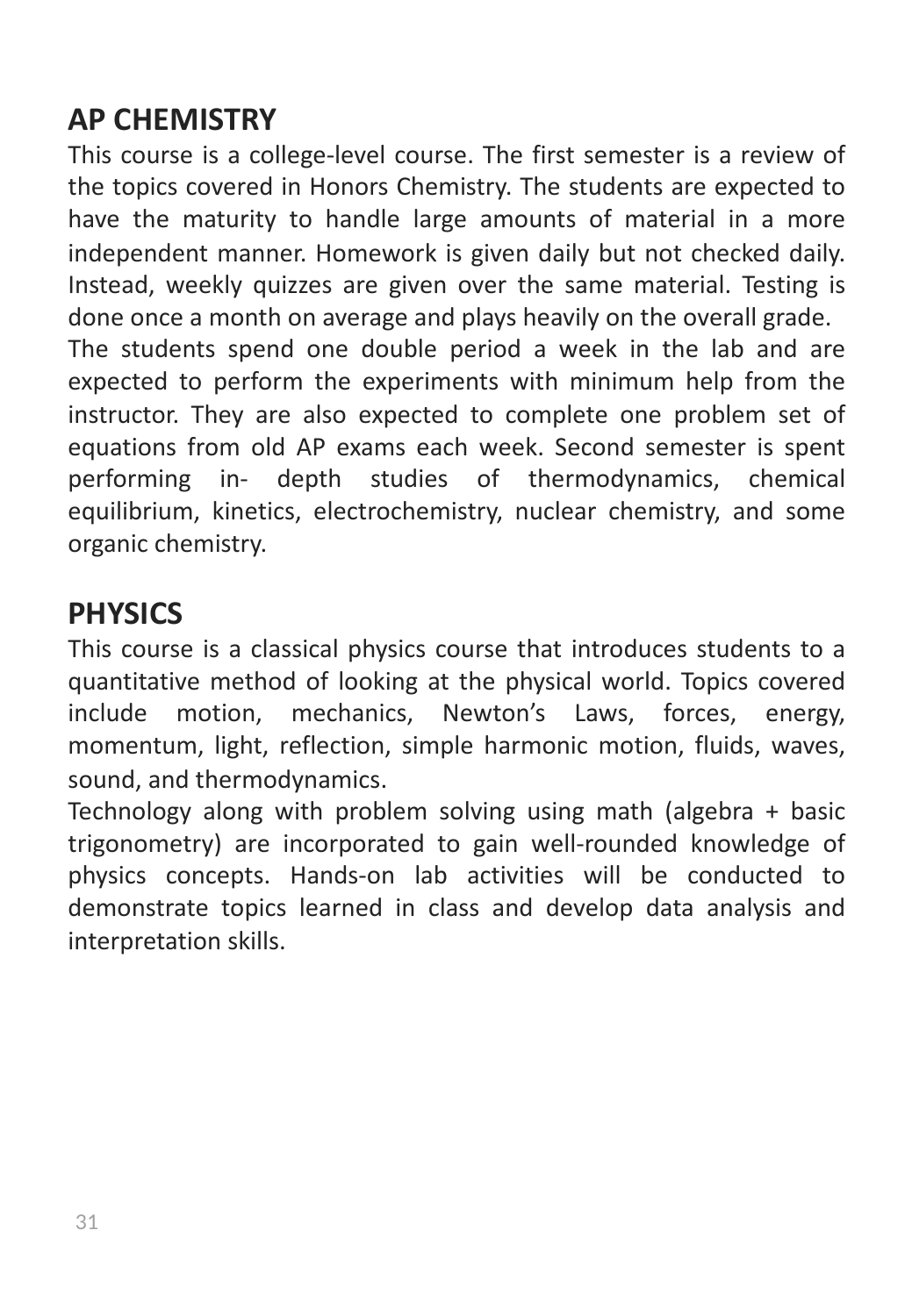## AP CHEMISTRY

This course is a college-level course. The first semester is a review of the topics covered in Honors Chemistry. The students are expected to have the maturity to handle large amounts of material in a more independent manner. Homework is given daily but not checked daily. Instead, weekly quizzes are given over the same material. Testing is done once a month on average and plays heavily on the overall grade.
The students spend one double period a week in the lab and are expected to perform the experiments with minimum help from the instructor. They are also expected to complete one problem set of equations from old AP exams each week. Second semester is spent performing in- depth studies of thermodynamics, chemical equilibrium, kinetics, electrochemistry, nuclear chemistry, and some organic chemistry.

## PHYSICS

This course is a classical physics course that introduces students to a quantitative method of looking at the physical world. Topics covered include motion, mechanics, Newton's Laws, forces, energy, momentum, light, reflection, simple harmonic motion, fluids, waves, sound, and thermodynamics.
Technology along with problem solving using math (algebra + basic trigonometry) are incorporated to gain well-rounded knowledge of physics concepts. Hands-on lab activities will be conducted to demonstrate topics learned in class and develop data analysis and interpretation skills.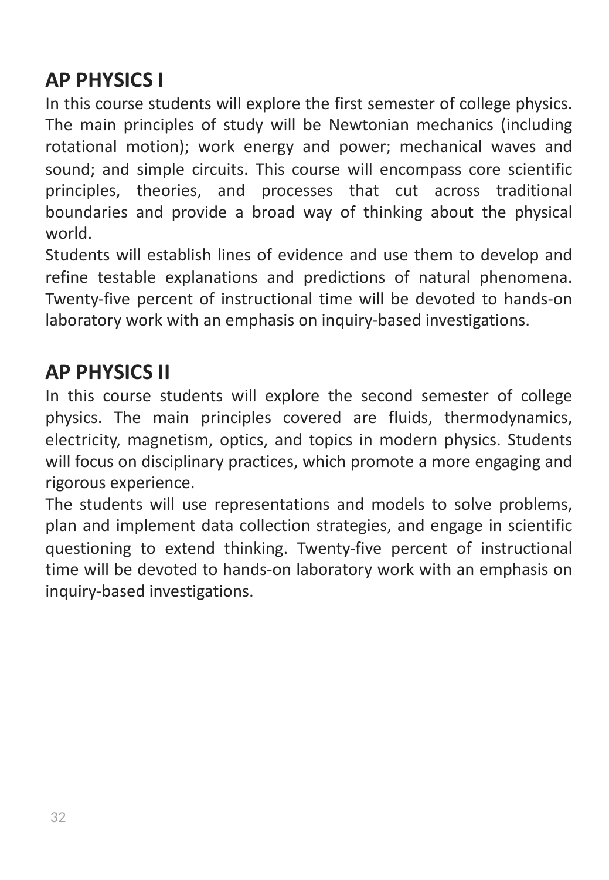## AP PHYSICS I

In this course students will explore the first semester of college physics. The main principles of study will be Newtonian mechanics (including rotational motion); work energy and power; mechanical waves and sound; and simple circuits. This course will encompass core scientific principles, theories, and processes that cut across traditional boundaries and provide a broad way of thinking about the physical world.

Students will establish lines of evidence and use them to develop and refine testable explanations and predictions of natural phenomena. Twenty-five percent of instructional time will be devoted to hands-on laboratory work with an emphasis on inquiry-based investigations.

## AP PHYSICS II

In this course students will explore the second semester of college physics. The main principles covered are fluids, thermodynamics, electricity, magnetism, optics, and topics in modern physics. Students will focus on disciplinary practices, which promote a more engaging and rigorous experience.

The students will use representations and models to solve problems, plan and implement data collection strategies, and engage in scientific questioning to extend thinking. Twenty-five percent of instructional time will be devoted to hands-on laboratory work with an emphasis on inquiry-based investigations.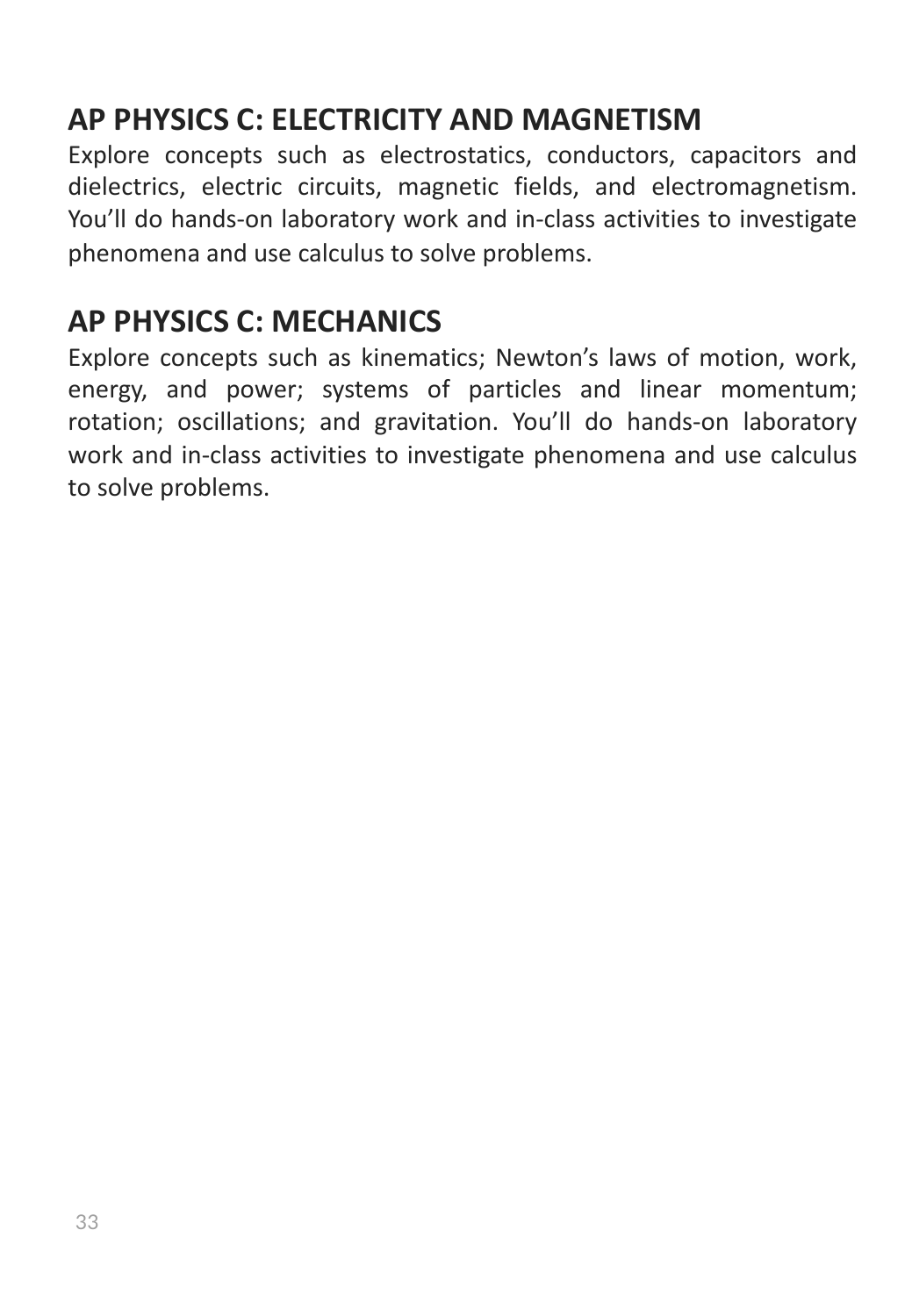## AP PHYSICS C: ELECTRICITY AND MAGNETISM

Explore concepts such as electrostatics, conductors, capacitors and dielectrics, electric circuits, magnetic fields, and electromagnetism. You'll do hands-on laboratory work and in-class activities to investigate phenomena and use calculus to solve problems.

## AP PHYSICS C: MECHANICS

Explore concepts such as kinematics; Newton's laws of motion, work, energy, and power; systems of particles and linear momentum; rotation; oscillations; and gravitation. You'll do hands-on laboratory work and in-class activities to investigate phenomena and use calculus to solve problems.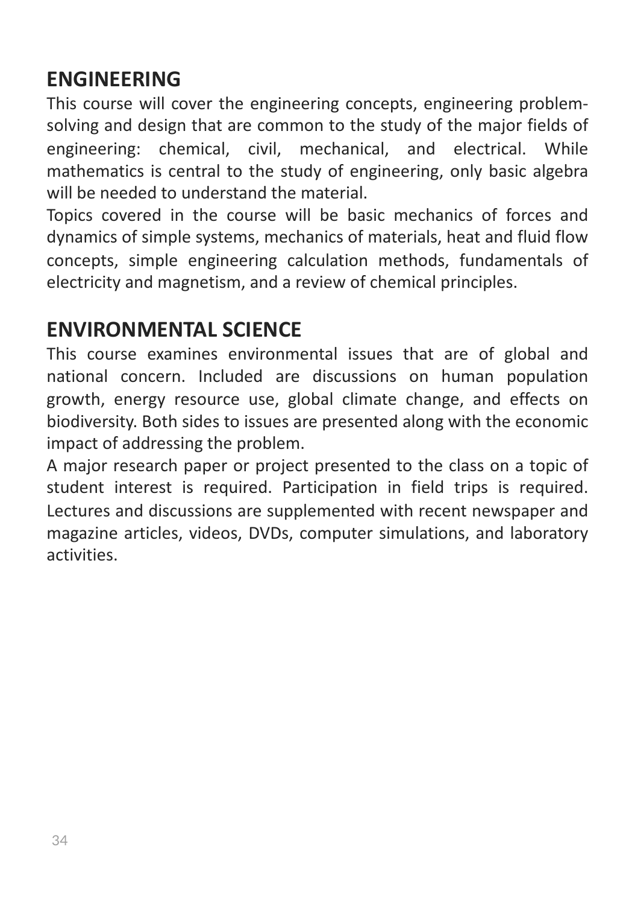## ENGINEERING

This course will cover the engineering concepts, engineering problem-solving and design that are common to the study of the major fields of engineering: chemical, civil, mechanical, and electrical. While mathematics is central to the study of engineering, only basic algebra will be needed to understand the material.

Topics covered in the course will be basic mechanics of forces and dynamics of simple systems, mechanics of materials, heat and fluid flow concepts, simple engineering calculation methods, fundamentals of electricity and magnetism, and a review of chemical principles.

## ENVIRONMENTAL SCIENCE

This course examines environmental issues that are of global and national concern. Included are discussions on human population growth, energy resource use, global climate change, and effects on biodiversity. Both sides to issues are presented along with the economic impact of addressing the problem.

A major research paper or project presented to the class on a topic of student interest is required. Participation in field trips is required. Lectures and discussions are supplemented with recent newspaper and magazine articles, videos, DVDs, computer simulations, and laboratory activities.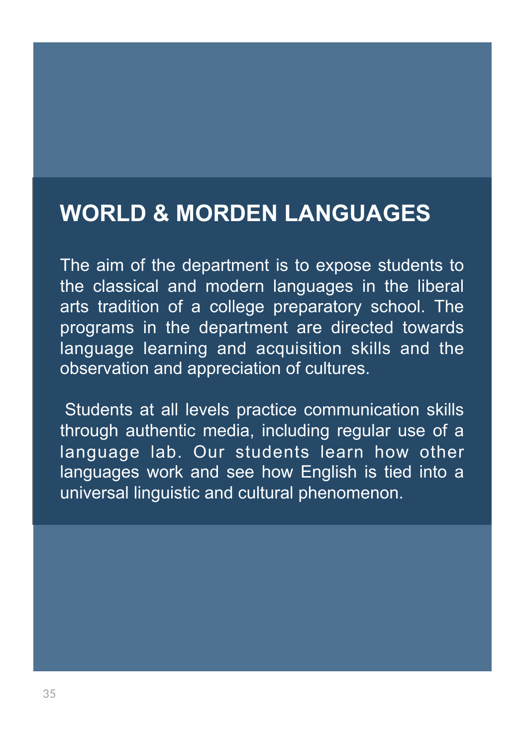# WORLD & MORDEN LANGUAGES

The aim of the department is to expose students to the classical and modern languages in the liberal arts tradition of a college preparatory school. The programs in the department are directed towards language learning and acquisition skills and the observation and appreciation of cultures.

Students at all levels practice communication skills through authentic media, including regular use of a language lab. Our students learn how other languages work and see how English is tied into a universal linguistic and cultural phenomenon.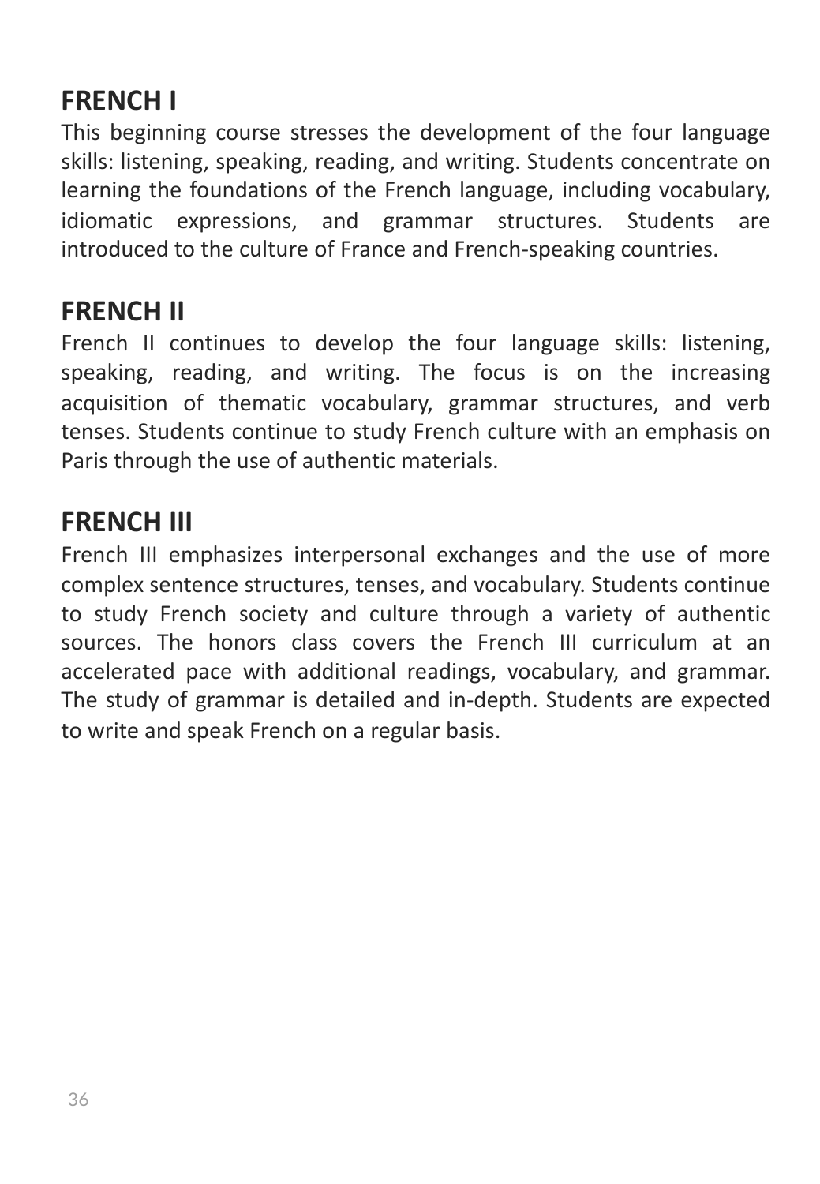## FRENCH I

This beginning course stresses the development of the four language skills: listening, speaking, reading, and writing. Students concentrate on learning the foundations of the French language, including vocabulary, idiomatic expressions, and grammar structures. Students are introduced to the culture of France and French-speaking countries.

## FRENCH II

French II continues to develop the four language skills: listening, speaking, reading, and writing. The focus is on the increasing acquisition of thematic vocabulary, grammar structures, and verb tenses. Students continue to study French culture with an emphasis on Paris through the use of authentic materials.

## FRENCH III

French III emphasizes interpersonal exchanges and the use of more complex sentence structures, tenses, and vocabulary. Students continue to study French society and culture through a variety of authentic sources. The honors class covers the French III curriculum at an accelerated pace with additional readings, vocabulary, and grammar. The study of grammar is detailed and in-depth. Students are expected to write and speak French on a regular basis.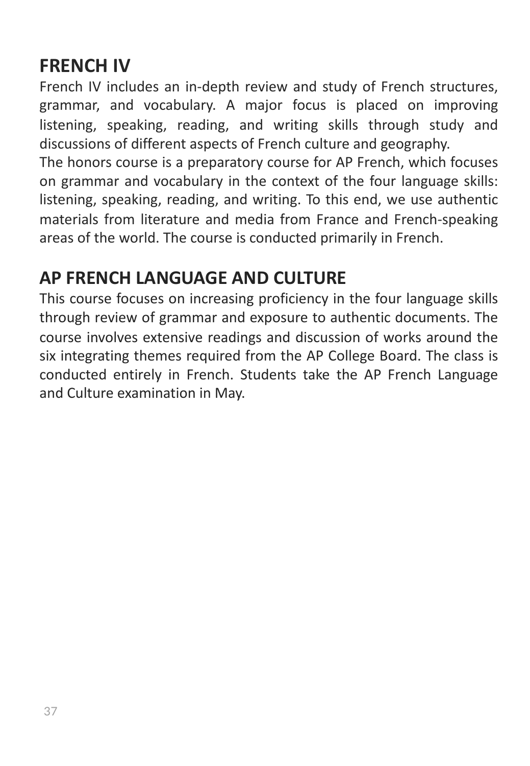## FRENCH IV

French IV includes an in-depth review and study of French structures, grammar, and vocabulary. A major focus is placed on improving listening, speaking, reading, and writing skills through study and discussions of different aspects of French culture and geography.

The honors course is a preparatory course for AP French, which focuses on grammar and vocabulary in the context of the four language skills: listening, speaking, reading, and writing. To this end, we use authentic materials from literature and media from France and French-speaking areas of the world. The course is conducted primarily in French.

## AP FRENCH LANGUAGE AND CULTURE

This course focuses on increasing proficiency in the four language skills through review of grammar and exposure to authentic documents. The course involves extensive readings and discussion of works around the six integrating themes required from the AP College Board. The class is conducted entirely in French. Students take the AP French Language and Culture examination in May.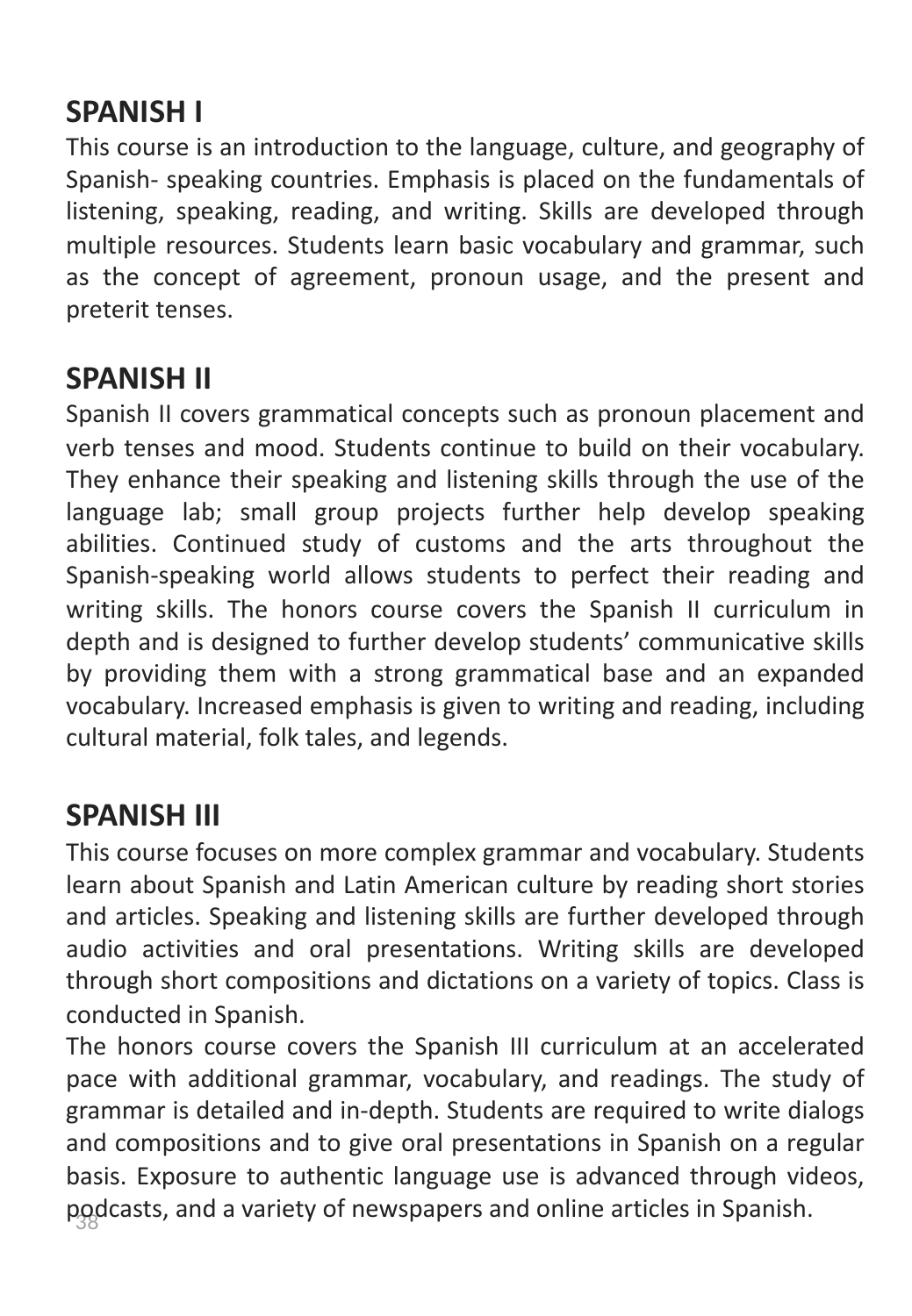## SPANISH I

This course is an introduction to the language, culture, and geography of Spanish- speaking countries. Emphasis is placed on the fundamentals of listening, speaking, reading, and writing. Skills are developed through multiple resources. Students learn basic vocabulary and grammar, such as the concept of agreement, pronoun usage, and the present and preterit tenses.

## SPANISH II

Spanish II covers grammatical concepts such as pronoun placement and verb tenses and mood. Students continue to build on their vocabulary. They enhance their speaking and listening skills through the use of the language lab; small group projects further help develop speaking abilities. Continued study of customs and the arts throughout the Spanish-speaking world allows students to perfect their reading and writing skills. The honors course covers the Spanish II curriculum in depth and is designed to further develop students' communicative skills by providing them with a strong grammatical base and an expanded vocabulary. Increased emphasis is given to writing and reading, including cultural material, folk tales, and legends.

## SPANISH III

This course focuses on more complex grammar and vocabulary. Students learn about Spanish and Latin American culture by reading short stories and articles. Speaking and listening skills are further developed through audio activities and oral presentations. Writing skills are developed through short compositions and dictations on a variety of topics. Class is conducted in Spanish.

The honors course covers the Spanish III curriculum at an accelerated pace with additional grammar, vocabulary, and readings. The study of grammar is detailed and in-depth. Students are required to write dialogs and compositions and to give oral presentations in Spanish on a regular basis. Exposure to authentic language use is advanced through videos, podcasts, and a variety of newspapers and online articles in Spanish.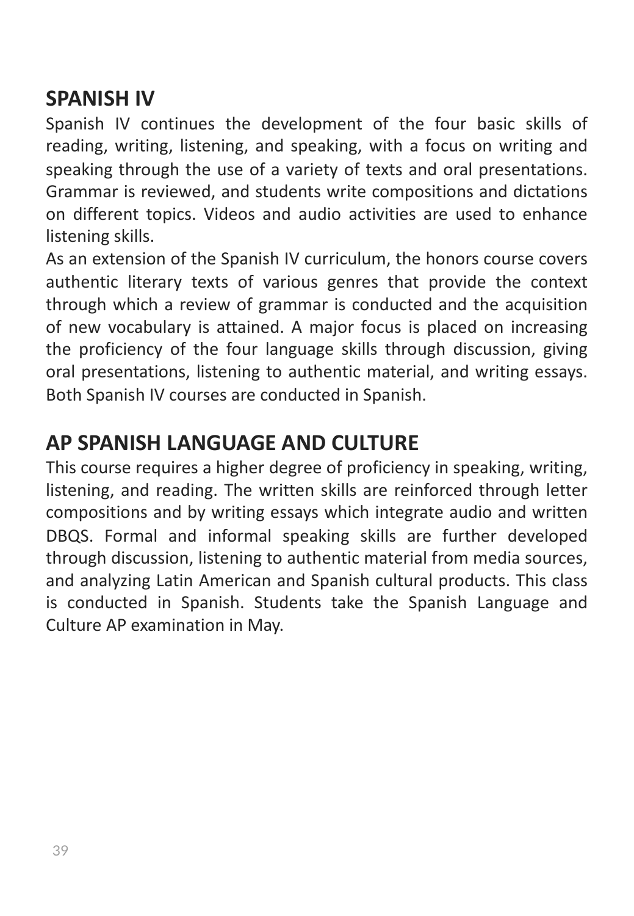## SPANISH IV

Spanish IV continues the development of the four basic skills of reading, writing, listening, and speaking, with a focus on writing and speaking through the use of a variety of texts and oral presentations. Grammar is reviewed, and students write compositions and dictations on different topics. Videos and audio activities are used to enhance listening skills.

As an extension of the Spanish IV curriculum, the honors course covers authentic literary texts of various genres that provide the context through which a review of grammar is conducted and the acquisition of new vocabulary is attained. A major focus is placed on increasing the proficiency of the four language skills through discussion, giving oral presentations, listening to authentic material, and writing essays. Both Spanish IV courses are conducted in Spanish.

## AP SPANISH LANGUAGE AND CULTURE

This course requires a higher degree of proficiency in speaking, writing, listening, and reading. The written skills are reinforced through letter compositions and by writing essays which integrate audio and written DBQS. Formal and informal speaking skills are further developed through discussion, listening to authentic material from media sources, and analyzing Latin American and Spanish cultural products. This class is conducted in Spanish. Students take the Spanish Language and Culture AP examination in May.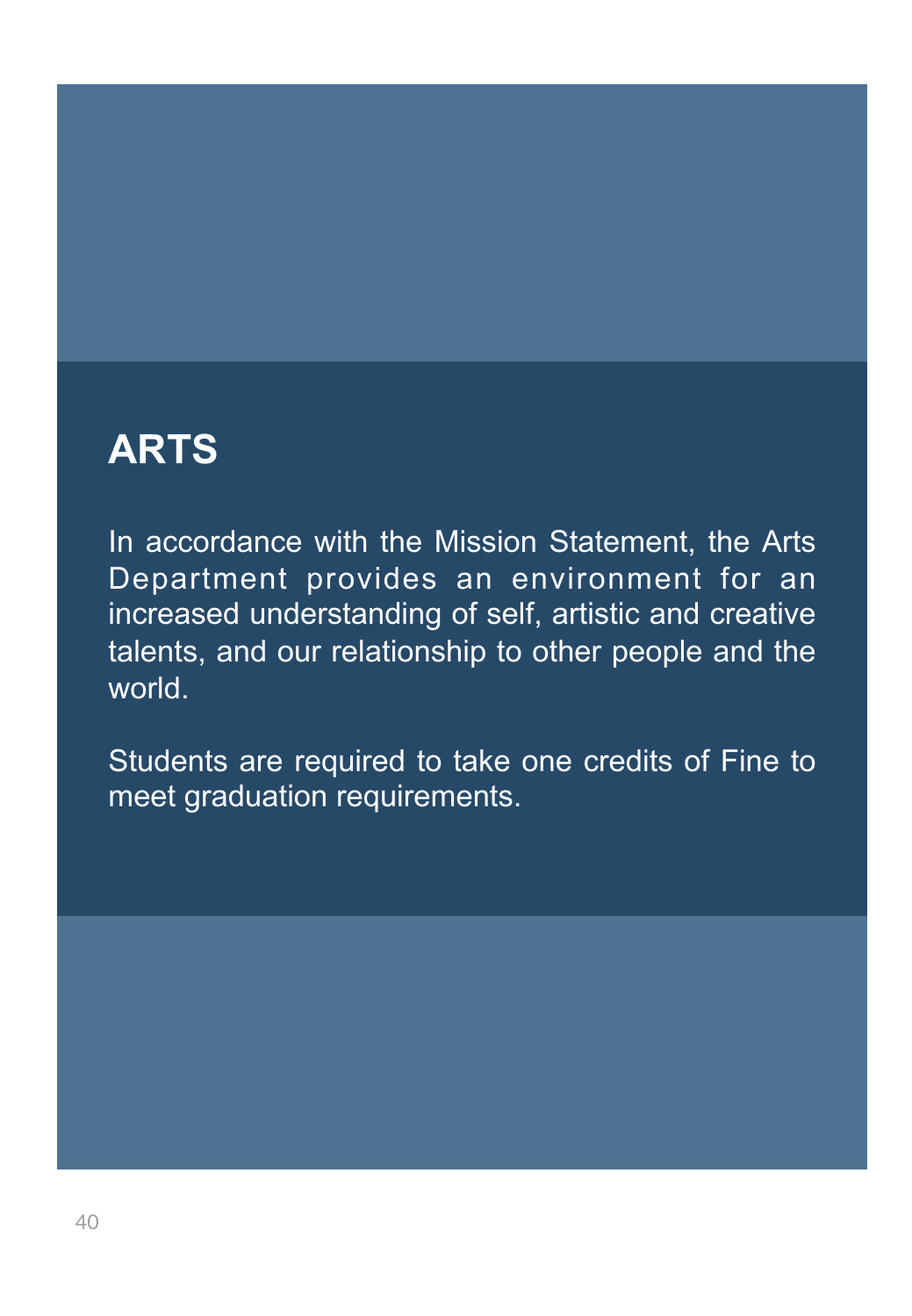# ARTS

In accordance with the Mission Statement, the Arts Department provides an environment for an increased understanding of self, artistic and creative talents, and our relationship to other people and the world.

Students are required to take one credits of Fine to meet graduation requirements.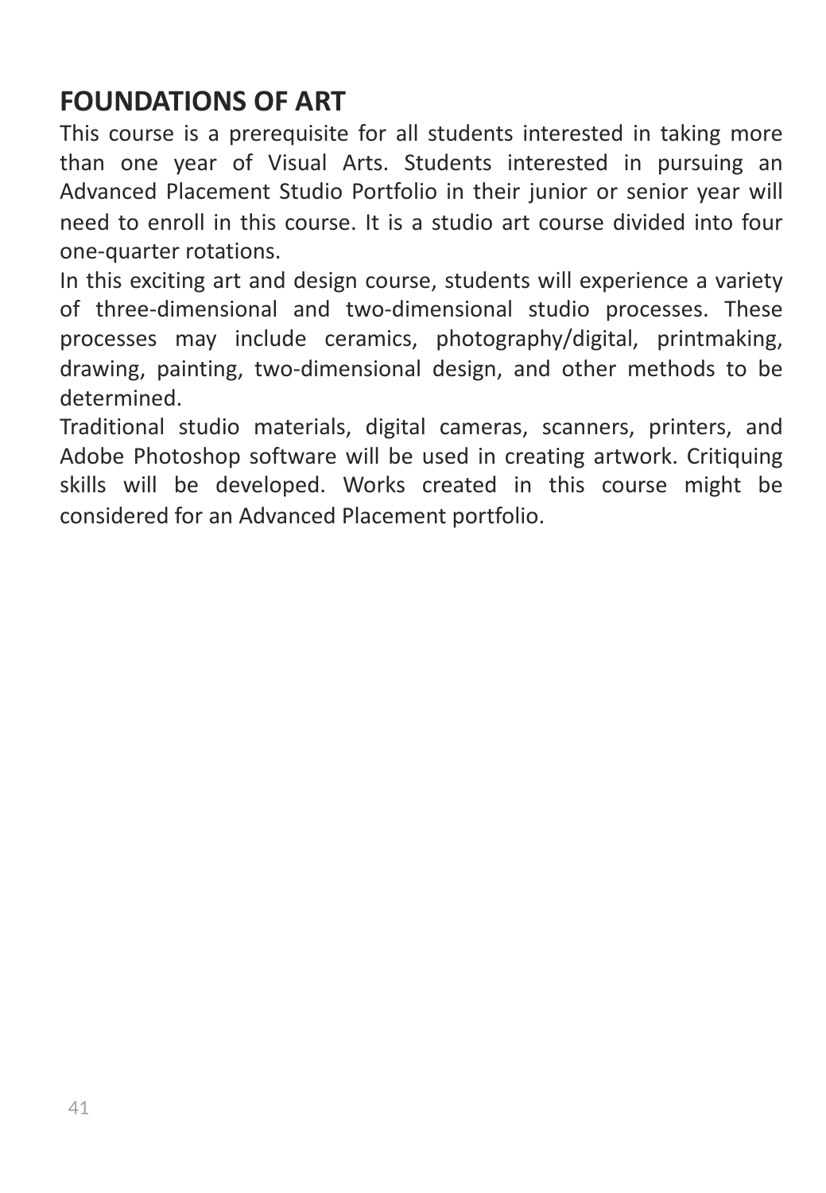## FOUNDATIONS OF ART

This course is a prerequisite for all students interested in taking more than one year of Visual Arts. Students interested in pursuing an Advanced Placement Studio Portfolio in their junior or senior year will need to enroll in this course. It is a studio art course divided into four one-quarter rotations.

In this exciting art and design course, students will experience a variety of three-dimensional and two-dimensional studio processes. These processes may include ceramics, photography/digital, printmaking, drawing, painting, two-dimensional design, and other methods to be determined.

Traditional studio materials, digital cameras, scanners, printers, and Adobe Photoshop software will be used in creating artwork. Critiquing skills will be developed. Works created in this course might be considered for an Advanced Placement portfolio.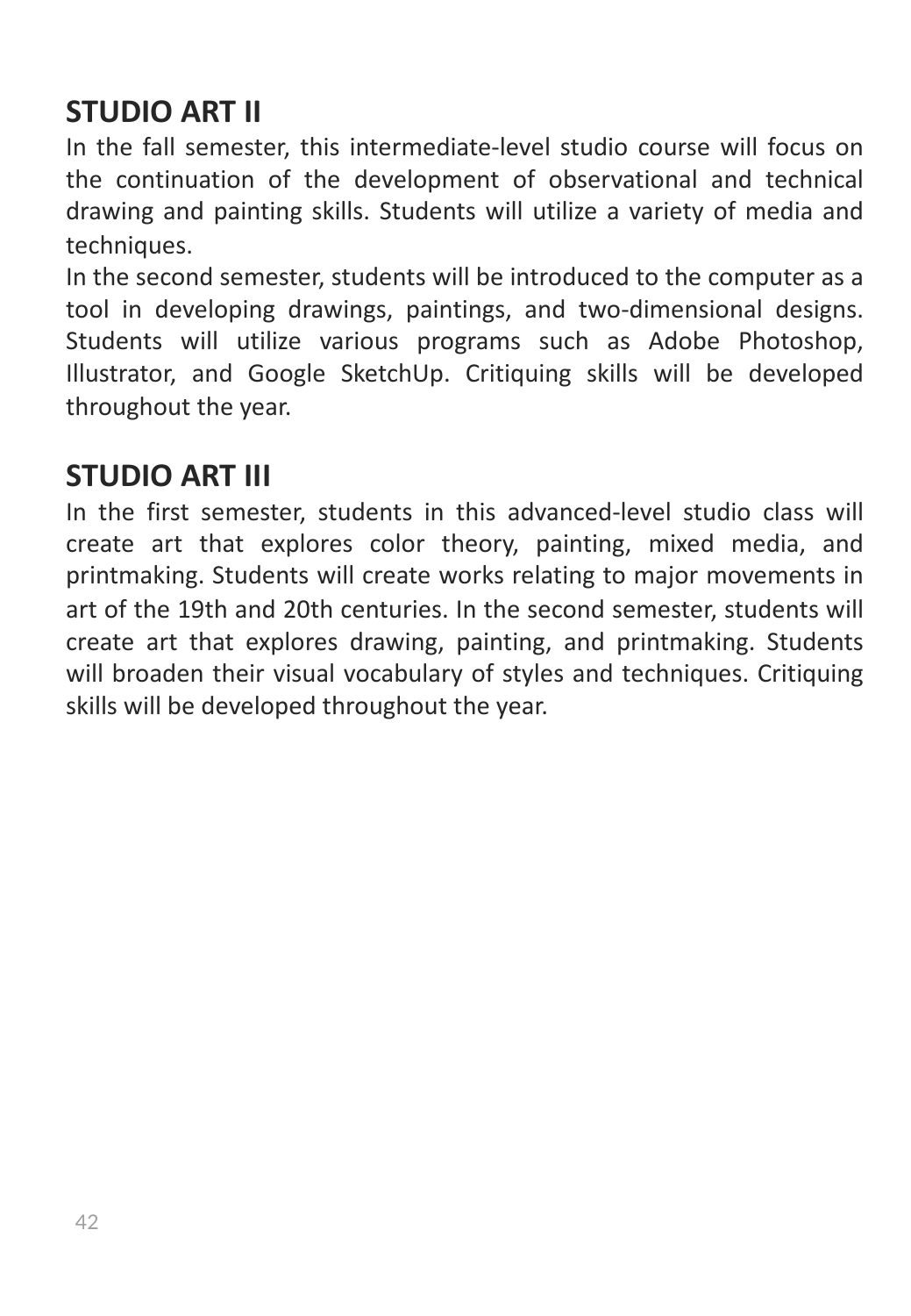## STUDIO ART II

In the fall semester, this intermediate-level studio course will focus on the continuation of the development of observational and technical drawing and painting skills. Students will utilize a variety of media and techniques.

In the second semester, students will be introduced to the computer as a tool in developing drawings, paintings, and two-dimensional designs. Students will utilize various programs such as Adobe Photoshop, Illustrator, and Google SketchUp. Critiquing skills will be developed throughout the year.

## STUDIO ART III

In the first semester, students in this advanced-level studio class will create art that explores color theory, painting, mixed media, and printmaking. Students will create works relating to major movements in art of the 19th and 20th centuries. In the second semester, students will create art that explores drawing, painting, and printmaking. Students will broaden their visual vocabulary of styles and techniques. Critiquing skills will be developed throughout the year.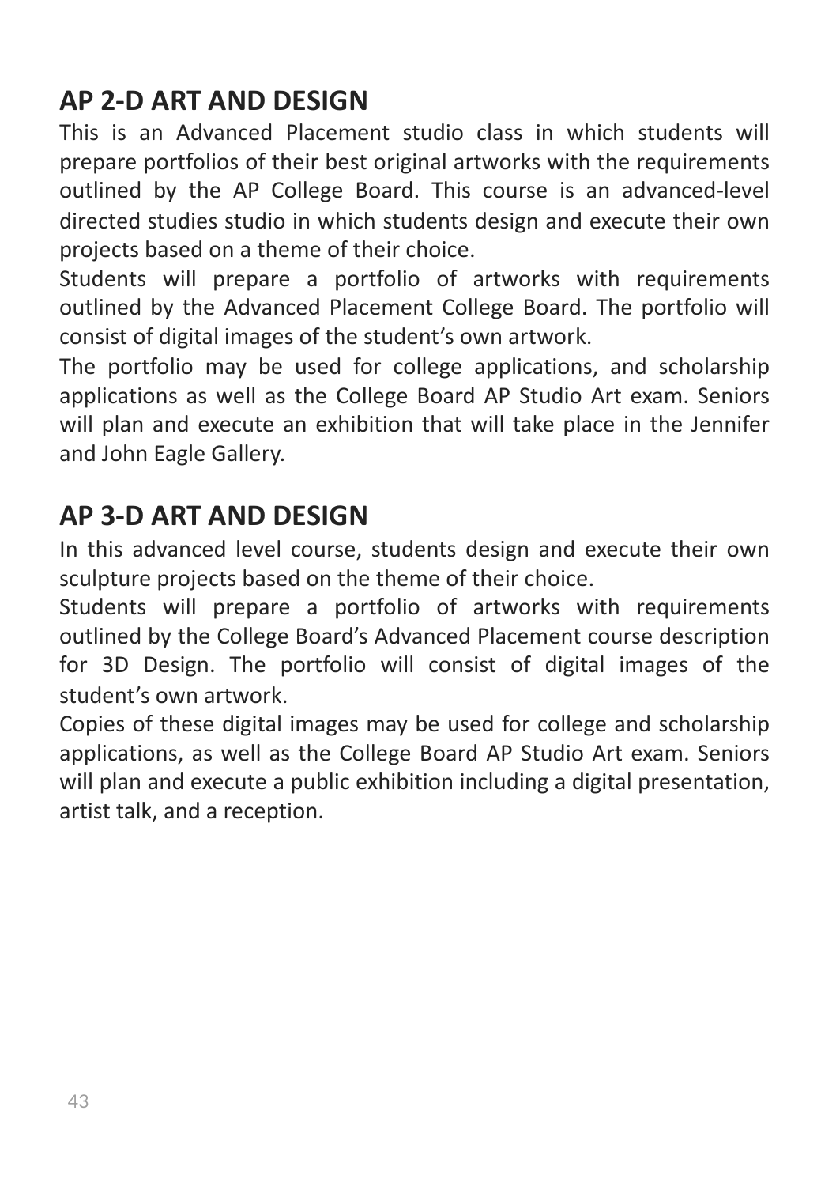## AP 2-D ART AND DESIGN

This is an Advanced Placement studio class in which students will prepare portfolios of their best original artworks with the requirements outlined by the AP College Board. This course is an advanced-level directed studies studio in which students design and execute their own projects based on a theme of their choice.

Students will prepare a portfolio of artworks with requirements outlined by the Advanced Placement College Board. The portfolio will consist of digital images of the student's own artwork.

The portfolio may be used for college applications, and scholarship applications as well as the College Board AP Studio Art exam. Seniors will plan and execute an exhibition that will take place in the Jennifer and John Eagle Gallery.

## AP 3-D ART AND DESIGN

In this advanced level course, students design and execute their own sculpture projects based on the theme of their choice.

Students will prepare a portfolio of artworks with requirements outlined by the College Board's Advanced Placement course description for 3D Design. The portfolio will consist of digital images of the student's own artwork.

Copies of these digital images may be used for college and scholarship applications, as well as the College Board AP Studio Art exam. Seniors will plan and execute a public exhibition including a digital presentation, artist talk, and a reception.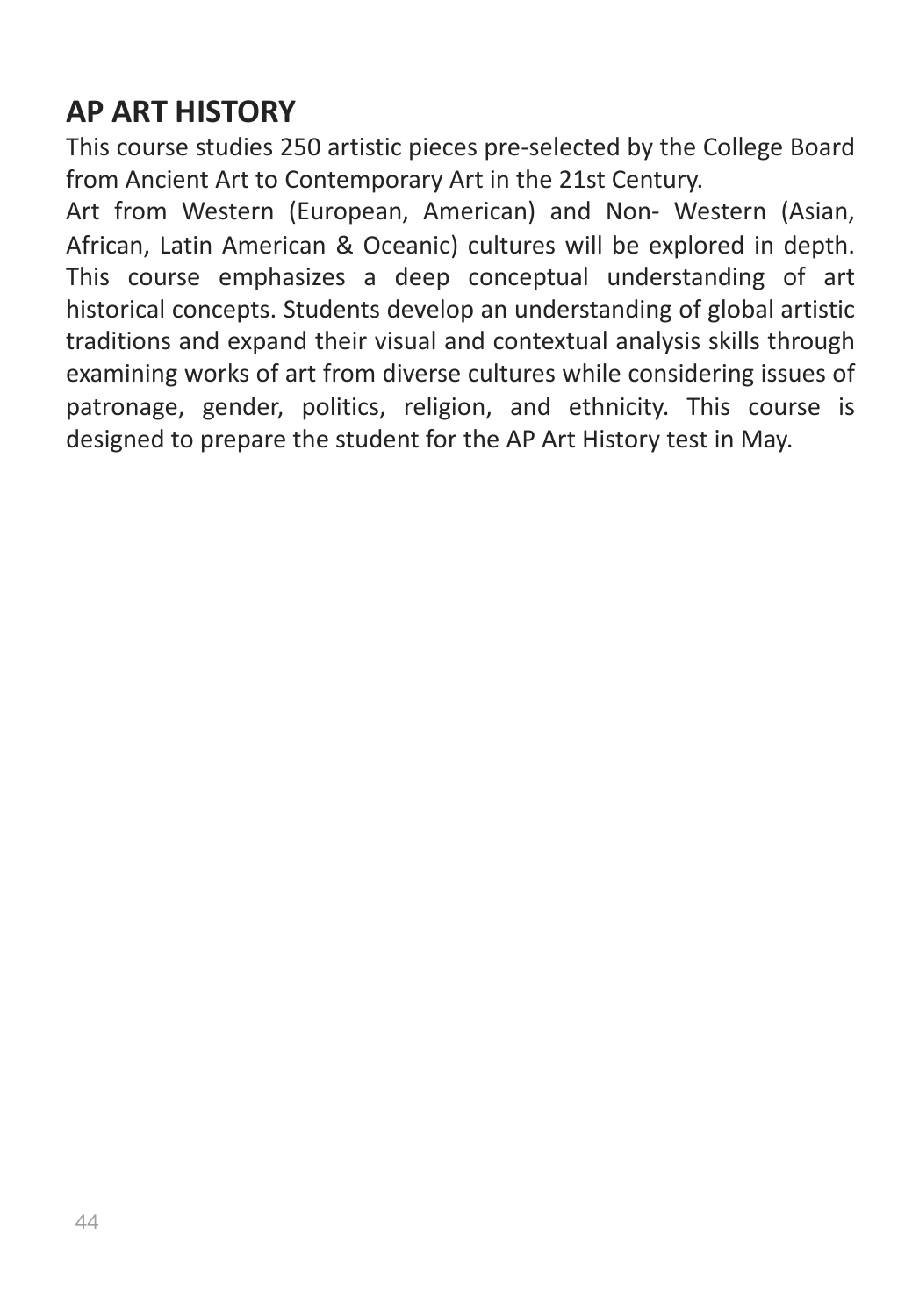## AP ART HISTORY

This course studies 250 artistic pieces pre-selected by the College Board from Ancient Art to Contemporary Art in the 21st Century.

Art from Western (European, American) and Non- Western (Asian, African, Latin American & Oceanic) cultures will be explored in depth. This course emphasizes a deep conceptual understanding of art historical concepts. Students develop an understanding of global artistic traditions and expand their visual and contextual analysis skills through examining works of art from diverse cultures while considering issues of patronage, gender, politics, religion, and ethnicity. This course is designed to prepare the student for the AP Art History test in May.